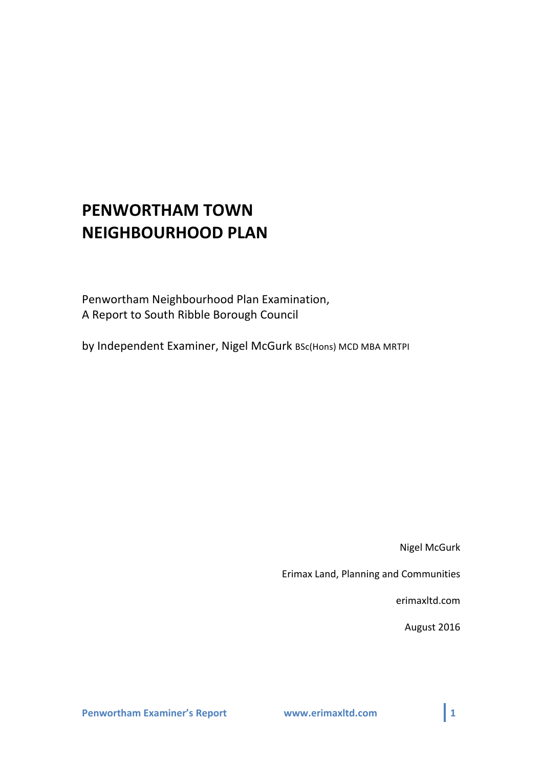# PENWORTHAM TOWN NEIGHBOURHOOD PLAN

Penwortham Neighbourhood Plan Examination,
A Report to South Ribble Borough Council

by Independent Examiner, Nigel McGurk BSc(Hons) MCD MBA MRTPI

Nigel McGurk

Erimax Land, Planning and Communities

erimaxltd.com

August 2016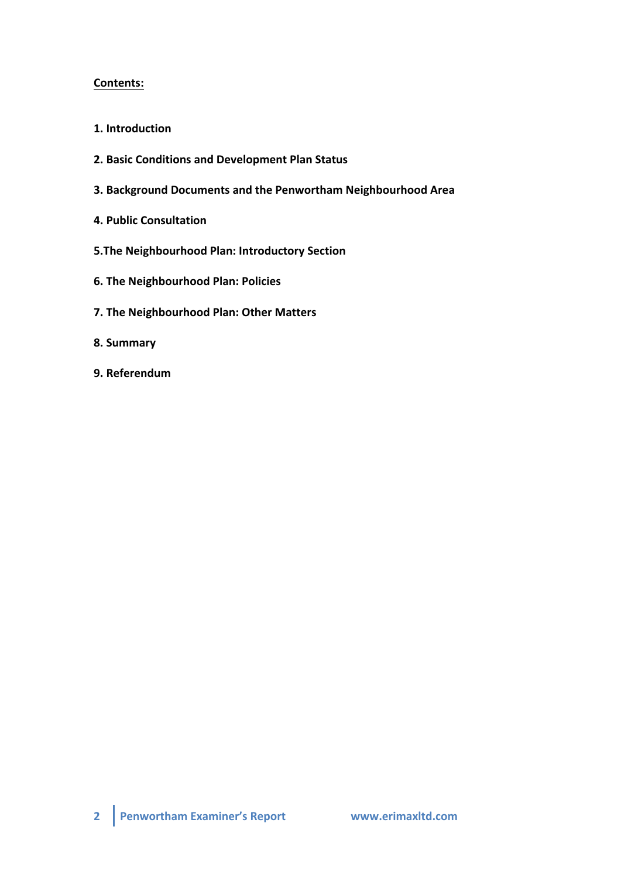**Contents:**

**1. Introduction**

**2. Basic Conditions and Development Plan Status**

**3. Background Documents and the Penwortham Neighbourhood Area**

**4. Public Consultation**

**5.The Neighbourhood Plan: Introductory Section**

**6. The Neighbourhood Plan: Policies**

**7. The Neighbourhood Plan: Other Matters**

**8. Summary**

**9. Referendum**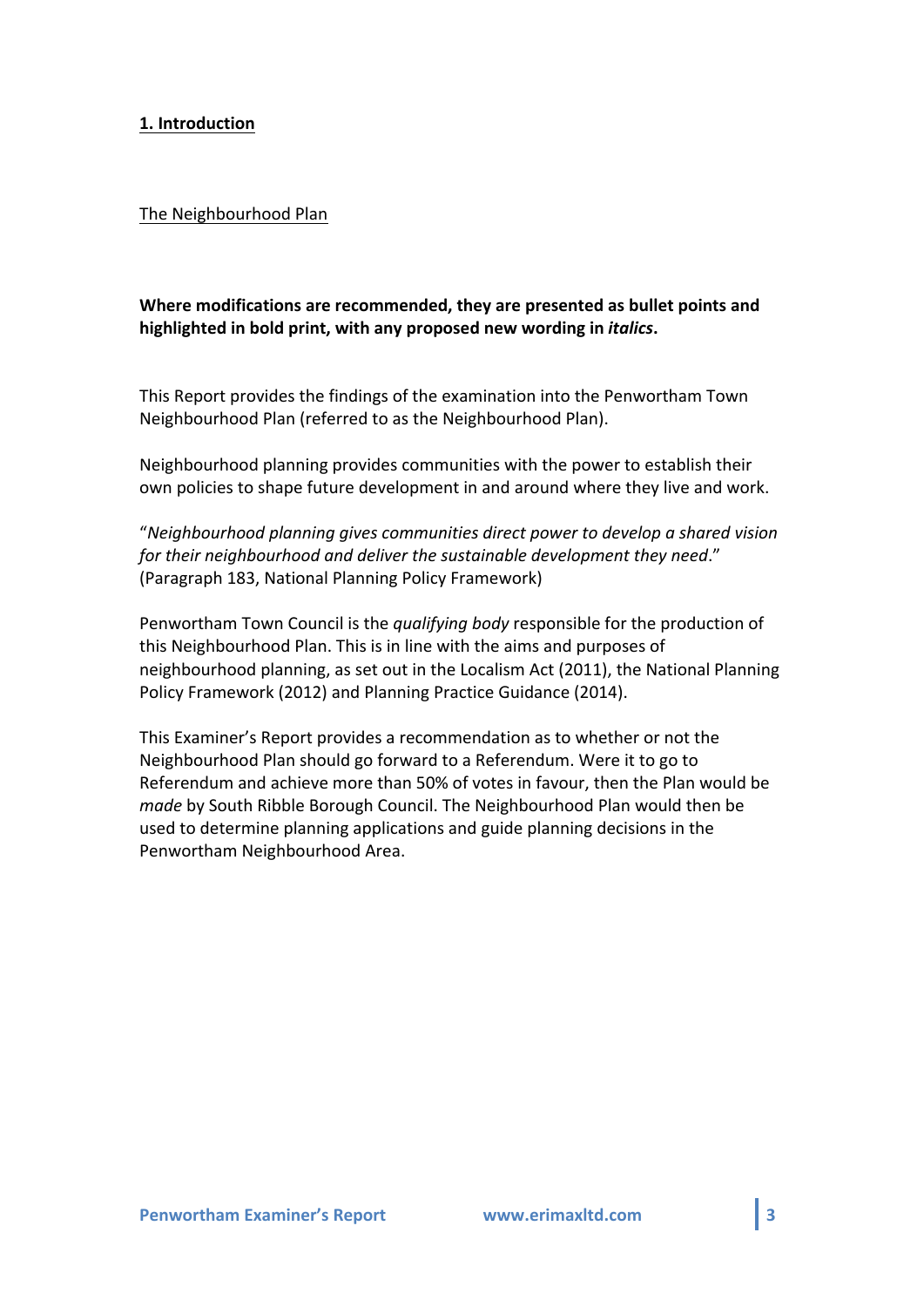## 1. Introduction

### The Neighbourhood Plan

**Where modifications are recommended, they are presented as bullet points and highlighted in bold print, with any proposed new wording in *italics*.**

This Report provides the findings of the examination into the Penwortham Town Neighbourhood Plan (referred to as the Neighbourhood Plan).

Neighbourhood planning provides communities with the power to establish their own policies to shape future development in and around where they live and work.

"*Neighbourhood planning gives communities direct power to develop a shared vision for their neighbourhood and deliver the sustainable development they need*." (Paragraph 183, National Planning Policy Framework)

Penwortham Town Council is the *qualifying body* responsible for the production of this Neighbourhood Plan. This is in line with the aims and purposes of neighbourhood planning, as set out in the Localism Act (2011), the National Planning Policy Framework (2012) and Planning Practice Guidance (2014).

This Examiner's Report provides a recommendation as to whether or not the Neighbourhood Plan should go forward to a Referendum. Were it to go to Referendum and achieve more than 50% of votes in favour, then the Plan would be *made* by South Ribble Borough Council. The Neighbourhood Plan would then be used to determine planning applications and guide planning decisions in the Penwortham Neighbourhood Area.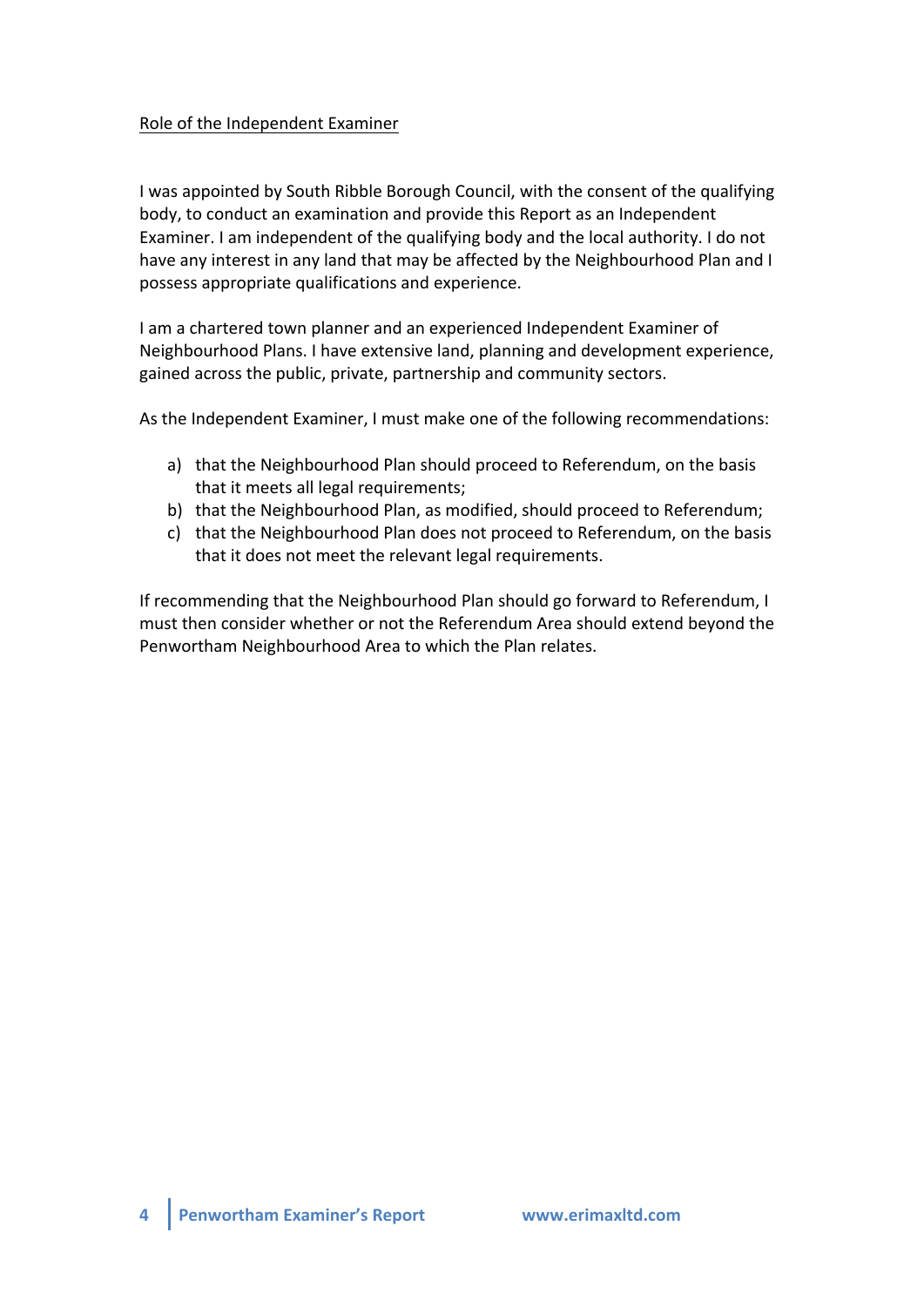## Role of the Independent Examiner

I was appointed by South Ribble Borough Council, with the consent of the qualifying body, to conduct an examination and provide this Report as an Independent Examiner. I am independent of the qualifying body and the local authority. I do not have any interest in any land that may be affected by the Neighbourhood Plan and I possess appropriate qualifications and experience.

I am a chartered town planner and an experienced Independent Examiner of Neighbourhood Plans. I have extensive land, planning and development experience, gained across the public, private, partnership and community sectors.

As the Independent Examiner, I must make one of the following recommendations:

a) that the Neighbourhood Plan should proceed to Referendum, on the basis that it meets all legal requirements;
b) that the Neighbourhood Plan, as modified, should proceed to Referendum;
c) that the Neighbourhood Plan does not proceed to Referendum, on the basis that it does not meet the relevant legal requirements.

If recommending that the Neighbourhood Plan should go forward to Referendum, I must then consider whether or not the Referendum Area should extend beyond the Penwortham Neighbourhood Area to which the Plan relates.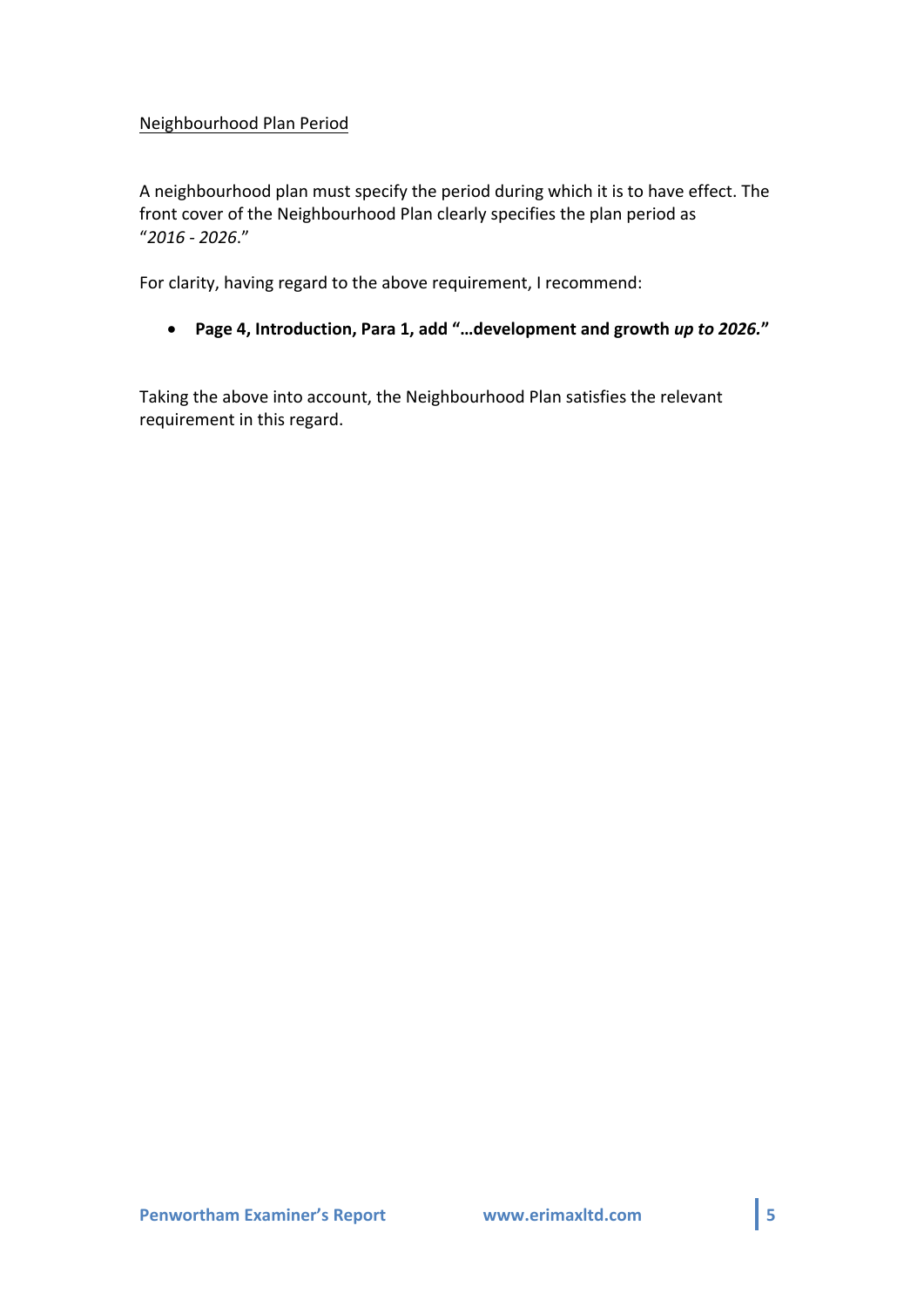Neighbourhood Plan Period

A neighbourhood plan must specify the period during which it is to have effect. The front cover of the Neighbourhood Plan clearly specifies the plan period as "*2016 - 2026*."

For clarity, having regard to the above requirement, I recommend:

- **Page 4, Introduction, Para 1, add "…development and growth *up to 2026.*"**

Taking the above into account, the Neighbourhood Plan satisfies the relevant requirement in this regard.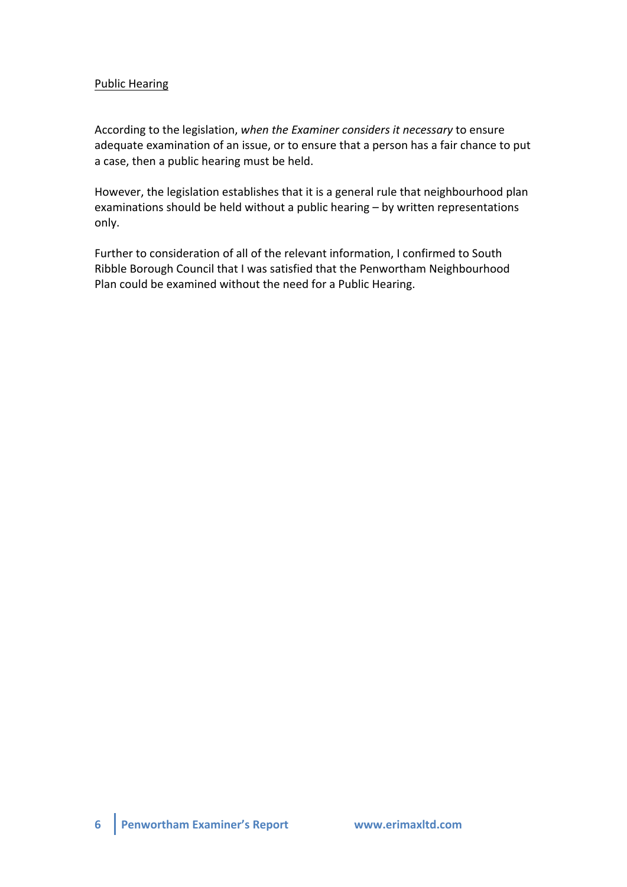Public Hearing

According to the legislation, *when the Examiner considers it necessary* to ensure adequate examination of an issue, or to ensure that a person has a fair chance to put a case, then a public hearing must be held.

However, the legislation establishes that it is a general rule that neighbourhood plan examinations should be held without a public hearing – by written representations only.

Further to consideration of all of the relevant information, I confirmed to South Ribble Borough Council that I was satisfied that the Penwortham Neighbourhood Plan could be examined without the need for a Public Hearing.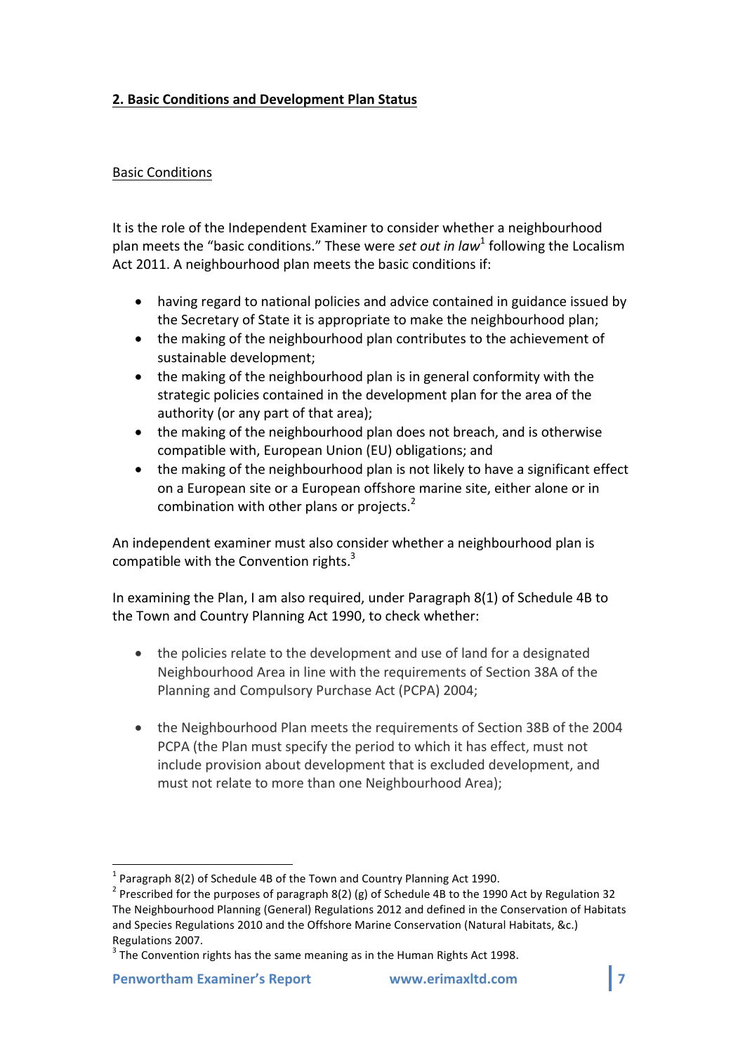## 2. Basic Conditions and Development Plan Status

### Basic Conditions

It is the role of the Independent Examiner to consider whether a neighbourhood plan meets the "basic conditions." These were *set out in law*[1] following the Localism Act 2011. A neighbourhood plan meets the basic conditions if:

- having regard to national policies and advice contained in guidance issued by the Secretary of State it is appropriate to make the neighbourhood plan;
- the making of the neighbourhood plan contributes to the achievement of sustainable development;
- the making of the neighbourhood plan is in general conformity with the strategic policies contained in the development plan for the area of the authority (or any part of that area);
- the making of the neighbourhood plan does not breach, and is otherwise compatible with, European Union (EU) obligations; and
- the making of the neighbourhood plan is not likely to have a significant effect on a European site or a European offshore marine site, either alone or in combination with other plans or projects.[2]

An independent examiner must also consider whether a neighbourhood plan is compatible with the Convention rights.[3]

In examining the Plan, I am also required, under Paragraph 8(1) of Schedule 4B to the Town and Country Planning Act 1990, to check whether:

- the policies relate to the development and use of land for a designated Neighbourhood Area in line with the requirements of Section 38A of the Planning and Compulsory Purchase Act (PCPA) 2004;

- the Neighbourhood Plan meets the requirements of Section 38B of the 2004 PCPA (the Plan must specify the period to which it has effect, must not include provision about development that is excluded development, and must not relate to more than one Neighbourhood Area);

---

[1] Paragraph 8(2) of Schedule 4B of the Town and Country Planning Act 1990.

[2] Prescribed for the purposes of paragraph 8(2) (g) of Schedule 4B to the 1990 Act by Regulation 32 The Neighbourhood Planning (General) Regulations 2012 and defined in the Conservation of Habitats and Species Regulations 2010 and the Offshore Marine Conservation (Natural Habitats, &c.) Regulations 2007.

[3] The Convention rights has the same meaning as in the Human Rights Act 1998.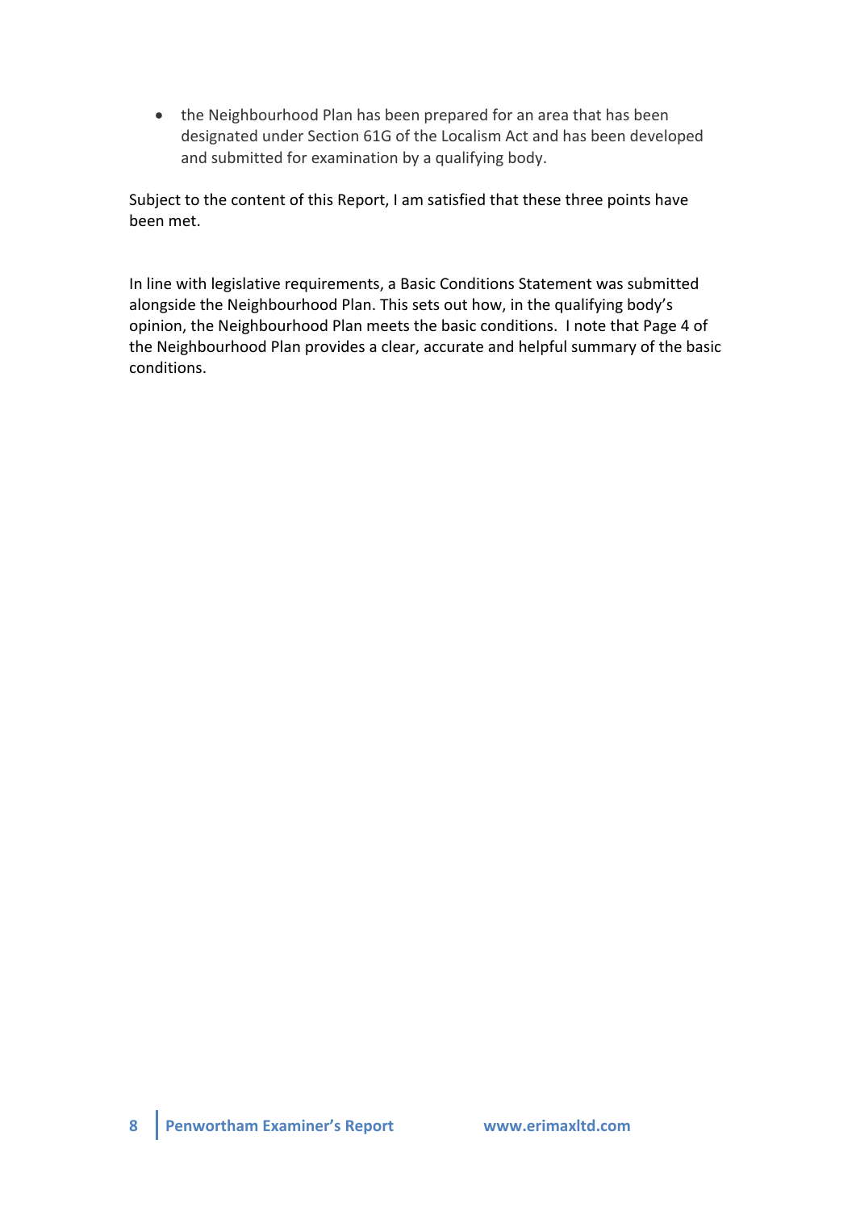- the Neighbourhood Plan has been prepared for an area that has been designated under Section 61G of the Localism Act and has been developed and submitted for examination by a qualifying body.

Subject to the content of this Report, I am satisfied that these three points have been met.

In line with legislative requirements, a Basic Conditions Statement was submitted alongside the Neighbourhood Plan. This sets out how, in the qualifying body's opinion, the Neighbourhood Plan meets the basic conditions. I note that Page 4 of the Neighbourhood Plan provides a clear, accurate and helpful summary of the basic conditions.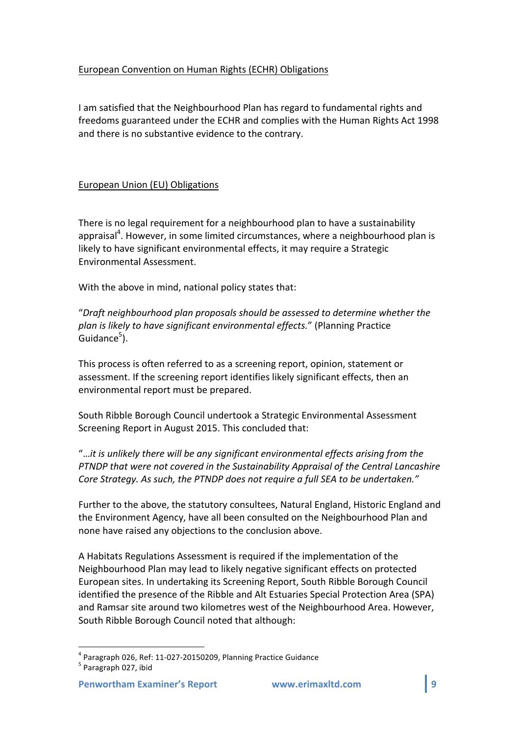European Convention on Human Rights (ECHR) Obligations

I am satisfied that the Neighbourhood Plan has regard to fundamental rights and freedoms guaranteed under the ECHR and complies with the Human Rights Act 1998 and there is no substantive evidence to the contrary.

European Union (EU) Obligations

There is no legal requirement for a neighbourhood plan to have a sustainability appraisal[4]. However, in some limited circumstances, where a neighbourhood plan is likely to have significant environmental effects, it may require a Strategic Environmental Assessment.

With the above in mind, national policy states that:

"*Draft neighbourhood plan proposals should be assessed to determine whether the plan is likely to have significant environmental effects.*" (Planning Practice Guidance[5]).

This process is often referred to as a screening report, opinion, statement or assessment. If the screening report identifies likely significant effects, then an environmental report must be prepared.

South Ribble Borough Council undertook a Strategic Environmental Assessment Screening Report in August 2015. This concluded that:

"*…it is unlikely there will be any significant environmental effects arising from the PTNDP that were not covered in the Sustainability Appraisal of the Central Lancashire Core Strategy. As such, the PTNDP does not require a full SEA to be undertaken."*

Further to the above, the statutory consultees, Natural England, Historic England and the Environment Agency, have all been consulted on the Neighbourhood Plan and none have raised any objections to the conclusion above.

A Habitats Regulations Assessment is required if the implementation of the Neighbourhood Plan may lead to likely negative significant effects on protected European sites. In undertaking its Screening Report, South Ribble Borough Council identified the presence of the Ribble and Alt Estuaries Special Protection Area (SPA) and Ramsar site around two kilometres west of the Neighbourhood Area. However, South Ribble Borough Council noted that although:

---

[4] Paragraph 026, Ref: 11-027-20150209, Planning Practice Guidance

[5] Paragraph 027, ibid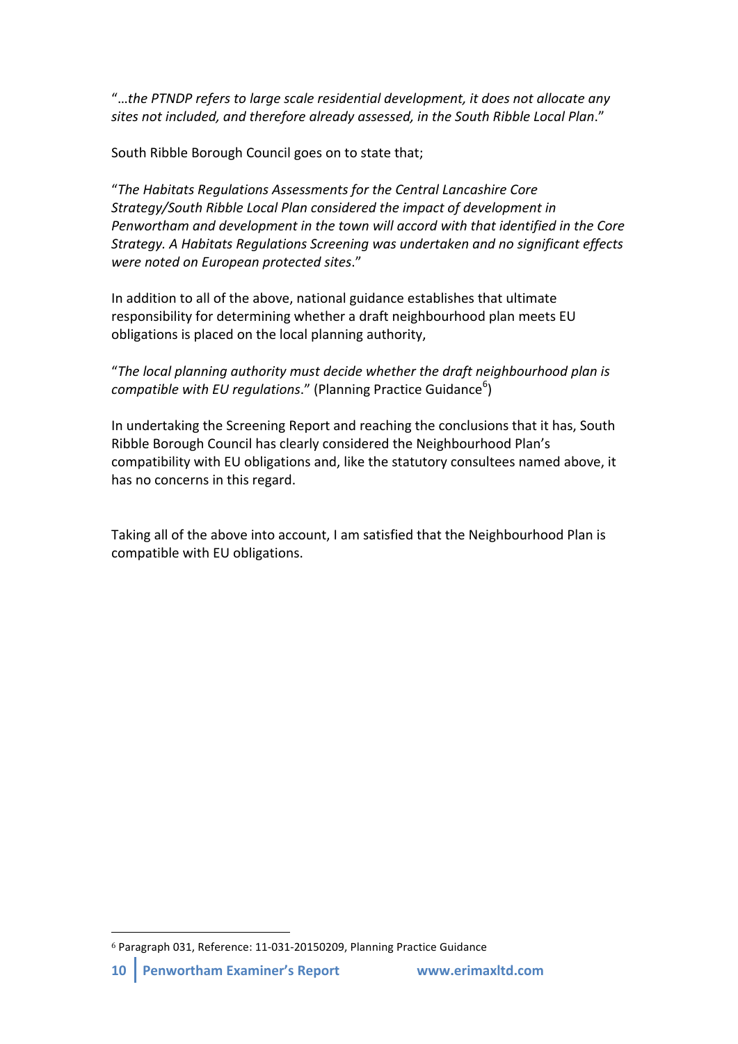"*…the PTNDP refers to large scale residential development, it does not allocate any sites not included, and therefore already assessed, in the South Ribble Local Plan*."

South Ribble Borough Council goes on to state that;

"*The Habitats Regulations Assessments for the Central Lancashire Core Strategy/South Ribble Local Plan considered the impact of development in Penwortham and development in the town will accord with that identified in the Core Strategy. A Habitats Regulations Screening was undertaken and no significant effects were noted on European protected sites*."

In addition to all of the above, national guidance establishes that ultimate responsibility for determining whether a draft neighbourhood plan meets EU obligations is placed on the local planning authority,

"*The local planning authority must decide whether the draft neighbourhood plan is compatible with EU regulations*." (Planning Practice Guidance[6])

In undertaking the Screening Report and reaching the conclusions that it has, South Ribble Borough Council has clearly considered the Neighbourhood Plan's compatibility with EU obligations and, like the statutory consultees named above, it has no concerns in this regard.

Taking all of the above into account, I am satisfied that the Neighbourhood Plan is compatible with EU obligations.

[6] Paragraph 031, Reference: 11-031-20150209, Planning Practice Guidance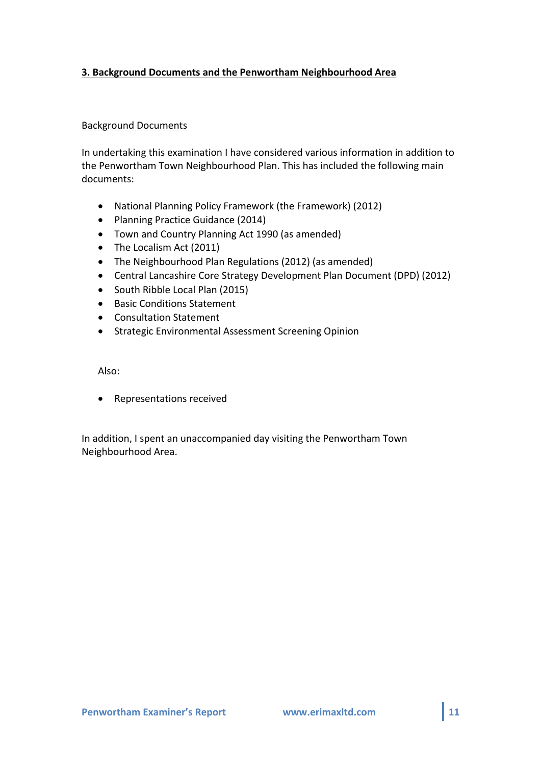## 3. Background Documents and the Penwortham Neighbourhood Area

### Background Documents

In undertaking this examination I have considered various information in addition to the Penwortham Town Neighbourhood Plan. This has included the following main documents:

- National Planning Policy Framework (the Framework) (2012)
- Planning Practice Guidance (2014)
- Town and Country Planning Act 1990 (as amended)
- The Localism Act (2011)
- The Neighbourhood Plan Regulations (2012) (as amended)
- Central Lancashire Core Strategy Development Plan Document (DPD) (2012)
- South Ribble Local Plan (2015)
- Basic Conditions Statement
- Consultation Statement
- Strategic Environmental Assessment Screening Opinion

Also:

- Representations received

In addition, I spent an unaccompanied day visiting the Penwortham Town Neighbourhood Area.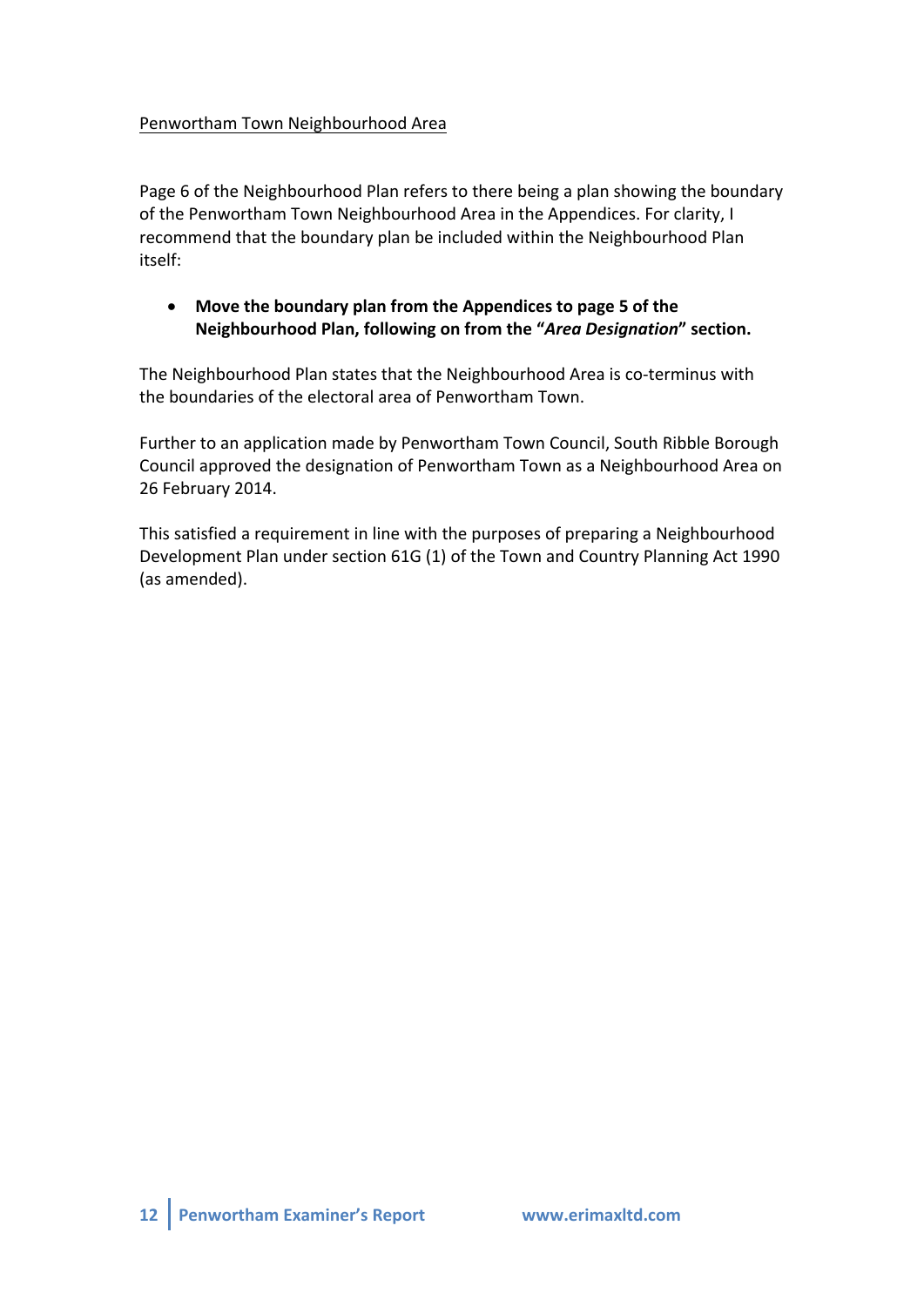Penwortham Town Neighbourhood Area

Page 6 of the Neighbourhood Plan refers to there being a plan showing the boundary of the Penwortham Town Neighbourhood Area in the Appendices. For clarity, I recommend that the boundary plan be included within the Neighbourhood Plan itself:

- **Move the boundary plan from the Appendices to page 5 of the Neighbourhood Plan, following on from the "*Area Designation*" section.**

The Neighbourhood Plan states that the Neighbourhood Area is co-terminus with the boundaries of the electoral area of Penwortham Town.

Further to an application made by Penwortham Town Council, South Ribble Borough Council approved the designation of Penwortham Town as a Neighbourhood Area on 26 February 2014.

This satisfied a requirement in line with the purposes of preparing a Neighbourhood Development Plan under section 61G (1) of the Town and Country Planning Act 1990 (as amended).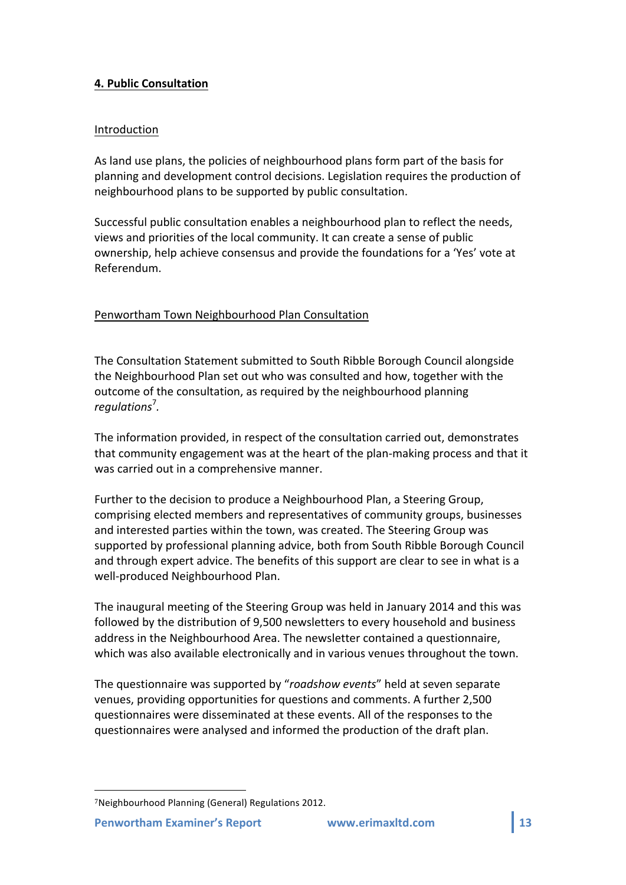## 4. Public Consultation

### Introduction

As land use plans, the policies of neighbourhood plans form part of the basis for planning and development control decisions. Legislation requires the production of neighbourhood plans to be supported by public consultation.

Successful public consultation enables a neighbourhood plan to reflect the needs, views and priorities of the local community. It can create a sense of public ownership, help achieve consensus and provide the foundations for a 'Yes' vote at Referendum.

### Penwortham Town Neighbourhood Plan Consultation

The Consultation Statement submitted to South Ribble Borough Council alongside the Neighbourhood Plan set out who was consulted and how, together with the outcome of the consultation, as required by the neighbourhood planning *regulations*[7].

The information provided, in respect of the consultation carried out, demonstrates that community engagement was at the heart of the plan-making process and that it was carried out in a comprehensive manner.

Further to the decision to produce a Neighbourhood Plan, a Steering Group, comprising elected members and representatives of community groups, businesses and interested parties within the town, was created. The Steering Group was supported by professional planning advice, both from South Ribble Borough Council and through expert advice. The benefits of this support are clear to see in what is a well-produced Neighbourhood Plan.

The inaugural meeting of the Steering Group was held in January 2014 and this was followed by the distribution of 9,500 newsletters to every household and business address in the Neighbourhood Area. The newsletter contained a questionnaire, which was also available electronically and in various venues throughout the town.

The questionnaire was supported by "*roadshow events*" held at seven separate venues, providing opportunities for questions and comments. A further 2,500 questionnaires were disseminated at these events. All of the responses to the questionnaires were analysed and informed the production of the draft plan.

---

[7] Neighbourhood Planning (General) Regulations 2012.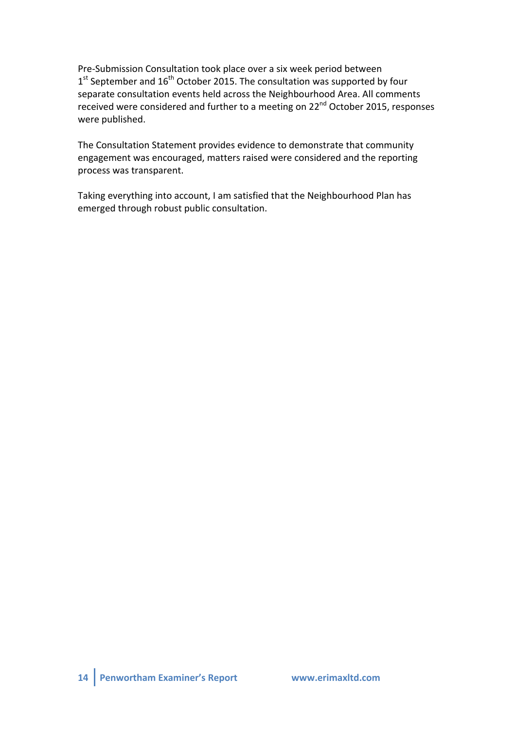Pre-Submission Consultation took place over a six week period between 1st September and 16th October 2015. The consultation was supported by four separate consultation events held across the Neighbourhood Area. All comments received were considered and further to a meeting on 22nd October 2015, responses were published.

The Consultation Statement provides evidence to demonstrate that community engagement was encouraged, matters raised were considered and the reporting process was transparent.

Taking everything into account, I am satisfied that the Neighbourhood Plan has emerged through robust public consultation.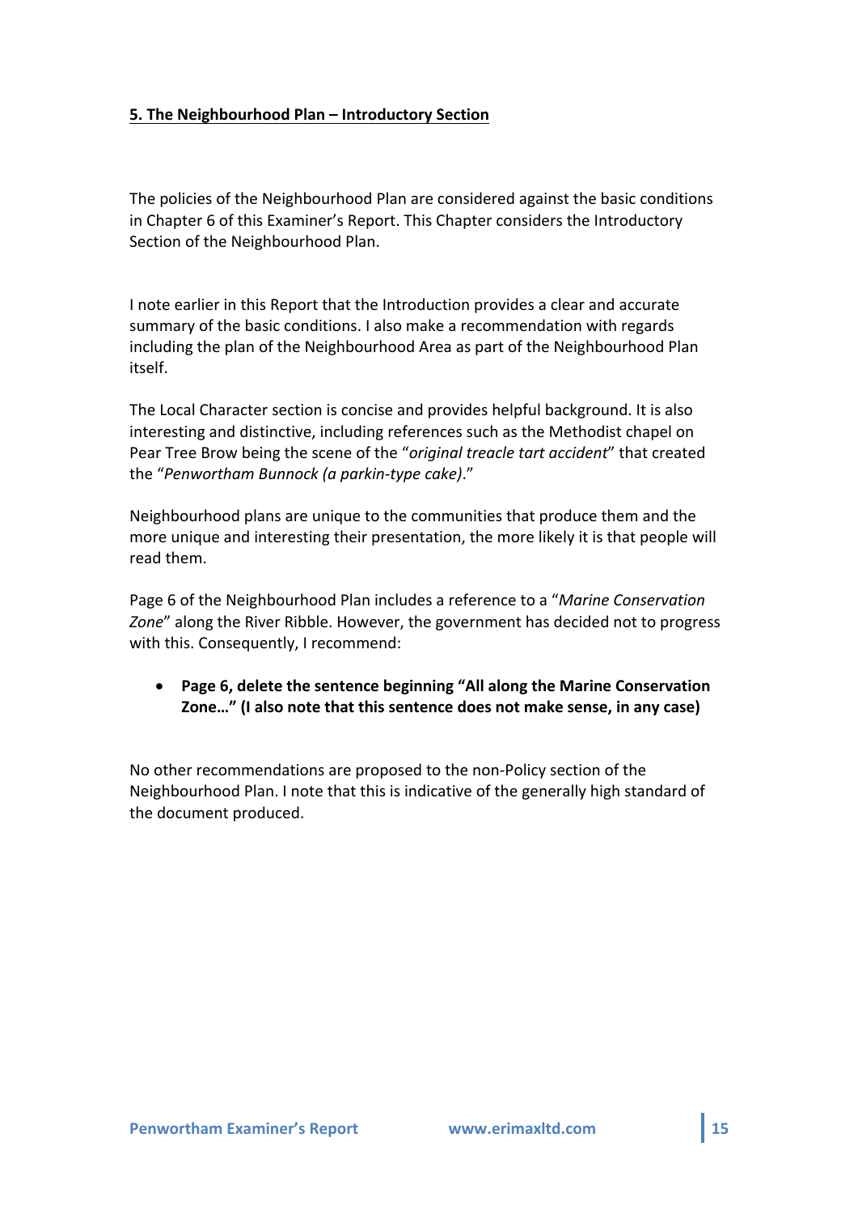## 5. The Neighbourhood Plan – Introductory Section

The policies of the Neighbourhood Plan are considered against the basic conditions in Chapter 6 of this Examiner's Report. This Chapter considers the Introductory Section of the Neighbourhood Plan.

I note earlier in this Report that the Introduction provides a clear and accurate summary of the basic conditions. I also make a recommendation with regards including the plan of the Neighbourhood Area as part of the Neighbourhood Plan itself.

The Local Character section is concise and provides helpful background. It is also interesting and distinctive, including references such as the Methodist chapel on Pear Tree Brow being the scene of the "*original treacle tart accident*" that created the "*Penwortham Bunnock (a parkin-type cake)*."

Neighbourhood plans are unique to the communities that produce them and the more unique and interesting their presentation, the more likely it is that people will read them.

Page 6 of the Neighbourhood Plan includes a reference to a "*Marine Conservation Zone*" along the River Ribble. However, the government has decided not to progress with this. Consequently, I recommend:

- **Page 6, delete the sentence beginning "All along the Marine Conservation Zone…" (I also note that this sentence does not make sense, in any case)**

No other recommendations are proposed to the non-Policy section of the Neighbourhood Plan. I note that this is indicative of the generally high standard of the document produced.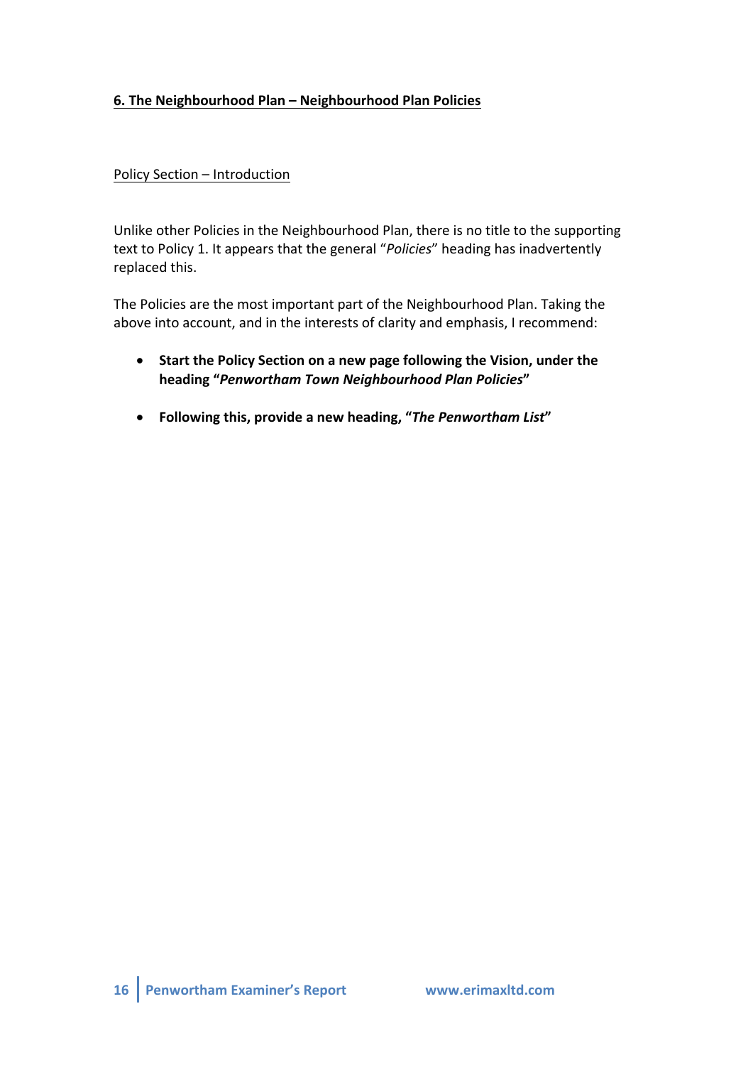## 6. The Neighbourhood Plan – Neighbourhood Plan Policies

### Policy Section – Introduction

Unlike other Policies in the Neighbourhood Plan, there is no title to the supporting text to Policy 1. It appears that the general "*Policies*" heading has inadvertently replaced this.

The Policies are the most important part of the Neighbourhood Plan. Taking the above into account, and in the interests of clarity and emphasis, I recommend:

- **Start the Policy Section on a new page following the Vision, under the heading "*Penwortham Town Neighbourhood Plan Policies*"**
- **Following this, provide a new heading, "*The Penwortham List*"**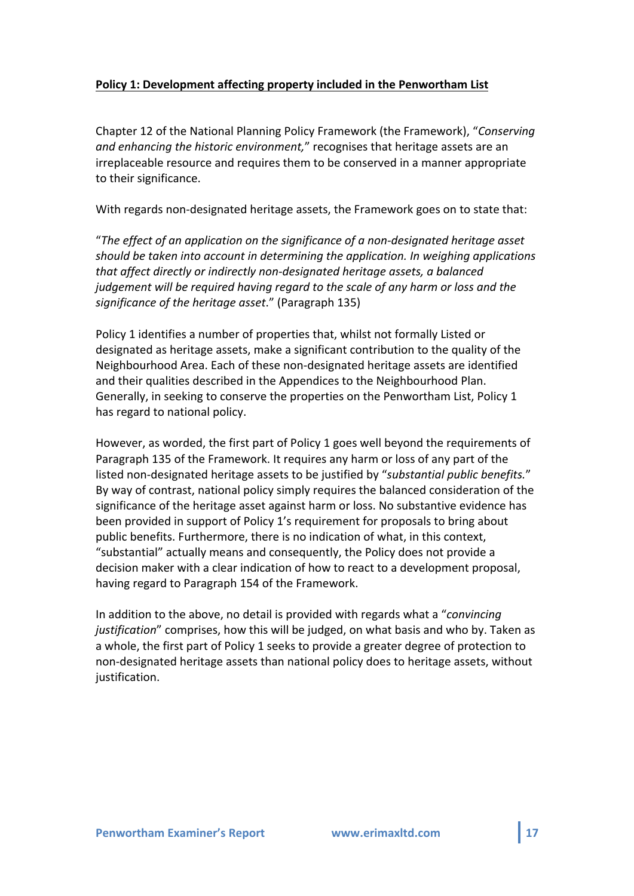**Policy 1: Development affecting property included in the Penwortham List**

Chapter 12 of the National Planning Policy Framework (the Framework), "*Conserving and enhancing the historic environment,*" recognises that heritage assets are an irreplaceable resource and requires them to be conserved in a manner appropriate to their significance.

With regards non-designated heritage assets, the Framework goes on to state that:

"*The effect of an application on the significance of a non-designated heritage asset should be taken into account in determining the application. In weighing applications that affect directly or indirectly non-designated heritage assets, a balanced judgement will be required having regard to the scale of any harm or loss and the significance of the heritage asset*." (Paragraph 135)

Policy 1 identifies a number of properties that, whilst not formally Listed or designated as heritage assets, make a significant contribution to the quality of the Neighbourhood Area. Each of these non-designated heritage assets are identified and their qualities described in the Appendices to the Neighbourhood Plan. Generally, in seeking to conserve the properties on the Penwortham List, Policy 1 has regard to national policy.

However, as worded, the first part of Policy 1 goes well beyond the requirements of Paragraph 135 of the Framework. It requires any harm or loss of any part of the listed non-designated heritage assets to be justified by "*substantial public benefits.*" By way of contrast, national policy simply requires the balanced consideration of the significance of the heritage asset against harm or loss. No substantive evidence has been provided in support of Policy 1's requirement for proposals to bring about public benefits. Furthermore, there is no indication of what, in this context, "substantial" actually means and consequently, the Policy does not provide a decision maker with a clear indication of how to react to a development proposal, having regard to Paragraph 154 of the Framework.

In addition to the above, no detail is provided with regards what a "*convincing justification*" comprises, how this will be judged, on what basis and who by. Taken as a whole, the first part of Policy 1 seeks to provide a greater degree of protection to non-designated heritage assets than national policy does to heritage assets, without justification.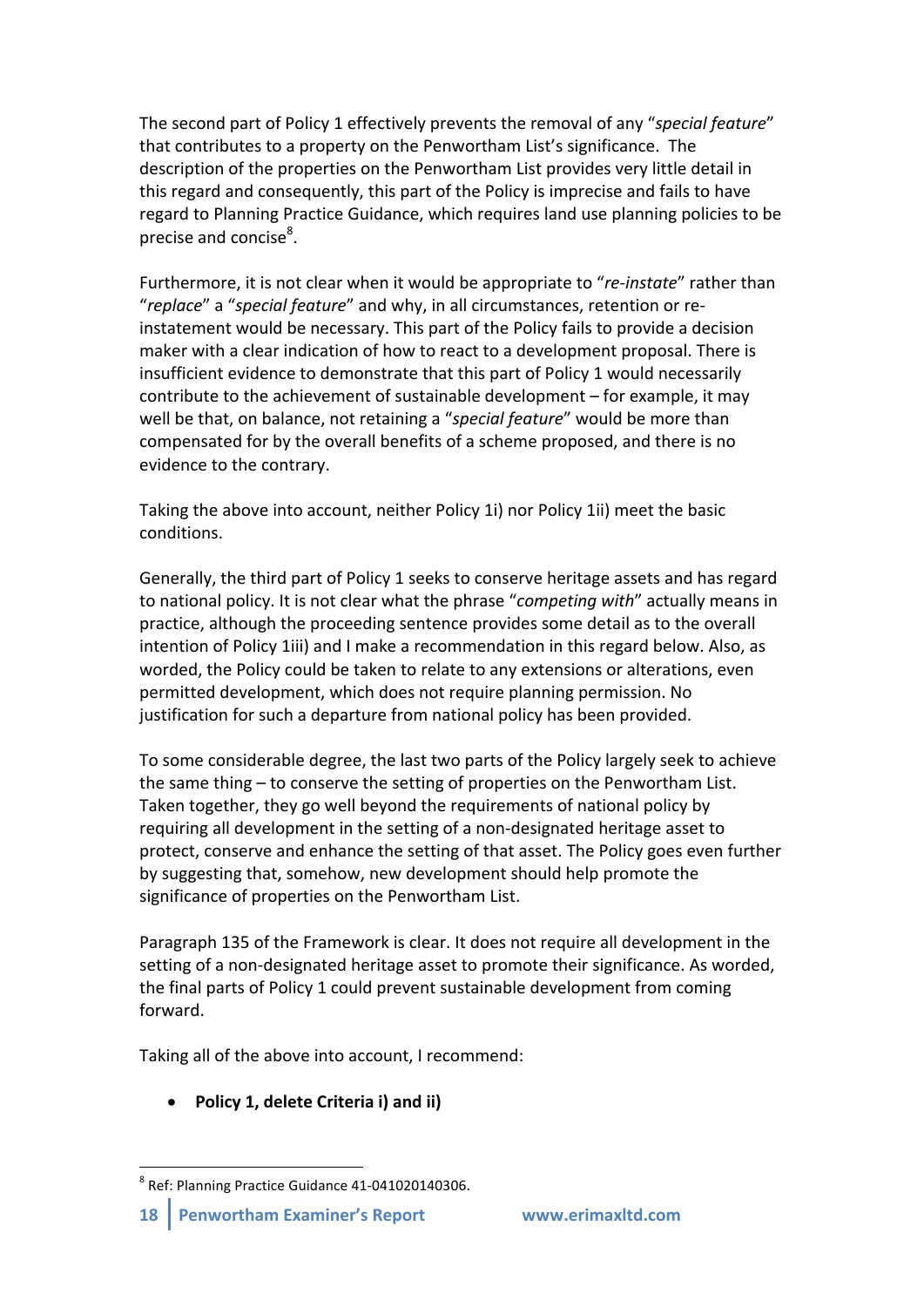The second part of Policy 1 effectively prevents the removal of any "*special feature*" that contributes to a property on the Penwortham List's significance. The description of the properties on the Penwortham List provides very little detail in this regard and consequently, this part of the Policy is imprecise and fails to have regard to Planning Practice Guidance, which requires land use planning policies to be precise and concise[8].

Furthermore, it is not clear when it would be appropriate to "*re-instate*" rather than "*replace*" a "*special feature*" and why, in all circumstances, retention or re-instatement would be necessary. This part of the Policy fails to provide a decision maker with a clear indication of how to react to a development proposal. There is insufficient evidence to demonstrate that this part of Policy 1 would necessarily contribute to the achievement of sustainable development – for example, it may well be that, on balance, not retaining a "*special feature*" would be more than compensated for by the overall benefits of a scheme proposed, and there is no evidence to the contrary.

Taking the above into account, neither Policy 1i) nor Policy 1ii) meet the basic conditions.

Generally, the third part of Policy 1 seeks to conserve heritage assets and has regard to national policy. It is not clear what the phrase "*competing with*" actually means in practice, although the proceeding sentence provides some detail as to the overall intention of Policy 1iii) and I make a recommendation in this regard below. Also, as worded, the Policy could be taken to relate to any extensions or alterations, even permitted development, which does not require planning permission. No justification for such a departure from national policy has been provided.

To some considerable degree, the last two parts of the Policy largely seek to achieve the same thing – to conserve the setting of properties on the Penwortham List. Taken together, they go well beyond the requirements of national policy by requiring all development in the setting of a non-designated heritage asset to protect, conserve and enhance the setting of that asset. The Policy goes even further by suggesting that, somehow, new development should help promote the significance of properties on the Penwortham List.

Paragraph 135 of the Framework is clear. It does not require all development in the setting of a non-designated heritage asset to promote their significance. As worded, the final parts of Policy 1 could prevent sustainable development from coming forward.

Taking all of the above into account, I recommend:

- **Policy 1, delete Criteria i) and ii)**

---

[8] Ref: Planning Practice Guidance 41-041020140306.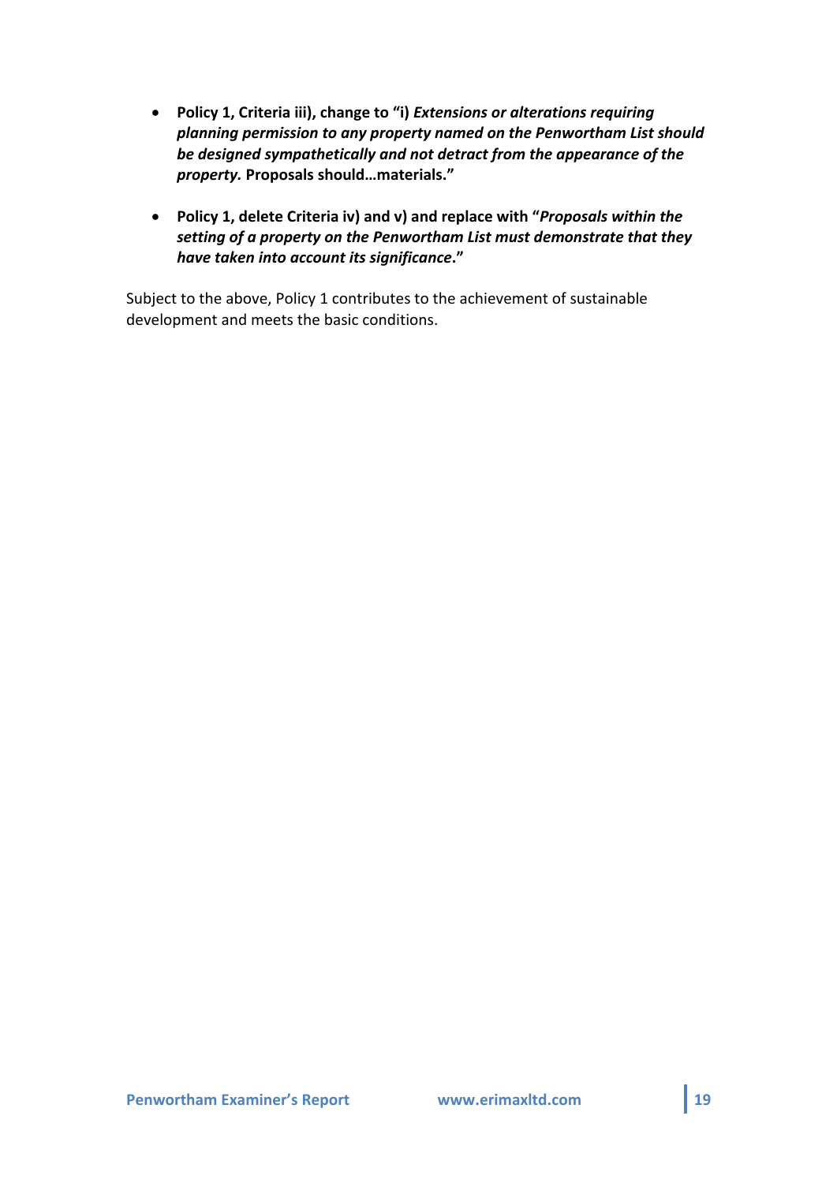- **Policy 1, Criteria iii), change to "i)** ***Extensions or alterations requiring planning permission to any property named on the Penwortham List should be designed sympathetically and not detract from the appearance of the property.*** **Proposals should…materials."**

- **Policy 1, delete Criteria iv) and v) and replace with "*Proposals within the setting of a property on the Penwortham List must demonstrate that they have taken into account its significance*."**

Subject to the above, Policy 1 contributes to the achievement of sustainable development and meets the basic conditions.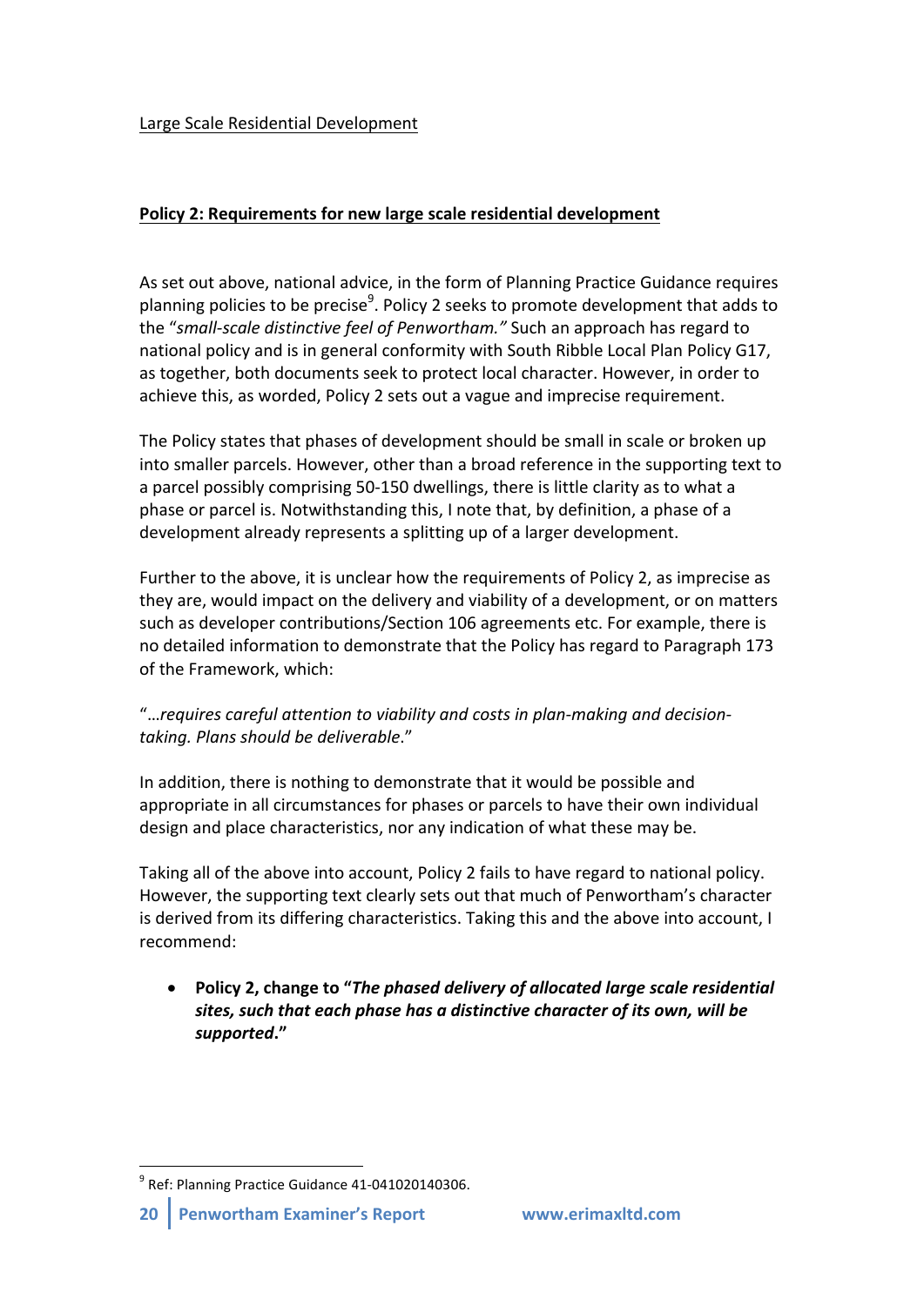Large Scale Residential Development

**Policy 2: Requirements for new large scale residential development**

As set out above, national advice, in the form of Planning Practice Guidance requires planning policies to be precise[9]. Policy 2 seeks to promote development that adds to the "*small-scale distinctive feel of Penwortham.*" Such an approach has regard to national policy and is in general conformity with South Ribble Local Plan Policy G17, as together, both documents seek to protect local character. However, in order to achieve this, as worded, Policy 2 sets out a vague and imprecise requirement.

The Policy states that phases of development should be small in scale or broken up into smaller parcels. However, other than a broad reference in the supporting text to a parcel possibly comprising 50-150 dwellings, there is little clarity as to what a phase or parcel is. Notwithstanding this, I note that, by definition, a phase of a development already represents a splitting up of a larger development.

Further to the above, it is unclear how the requirements of Policy 2, as imprecise as they are, would impact on the delivery and viability of a development, or on matters such as developer contributions/Section 106 agreements etc. For example, there is no detailed information to demonstrate that the Policy has regard to Paragraph 173 of the Framework, which:

"*…requires careful attention to viability and costs in plan-making and decision-taking. Plans should be deliverable*."

In addition, there is nothing to demonstrate that it would be possible and appropriate in all circumstances for phases or parcels to have their own individual design and place characteristics, nor any indication of what these may be.

Taking all of the above into account, Policy 2 fails to have regard to national policy. However, the supporting text clearly sets out that much of Penwortham's character is derived from its differing characteristics. Taking this and the above into account, I recommend:

- **Policy 2, change to "*The phased delivery of allocated large scale residential sites, such that each phase has a distinctive character of its own, will be supported*."**

[9] Ref: Planning Practice Guidance 41-041020140306.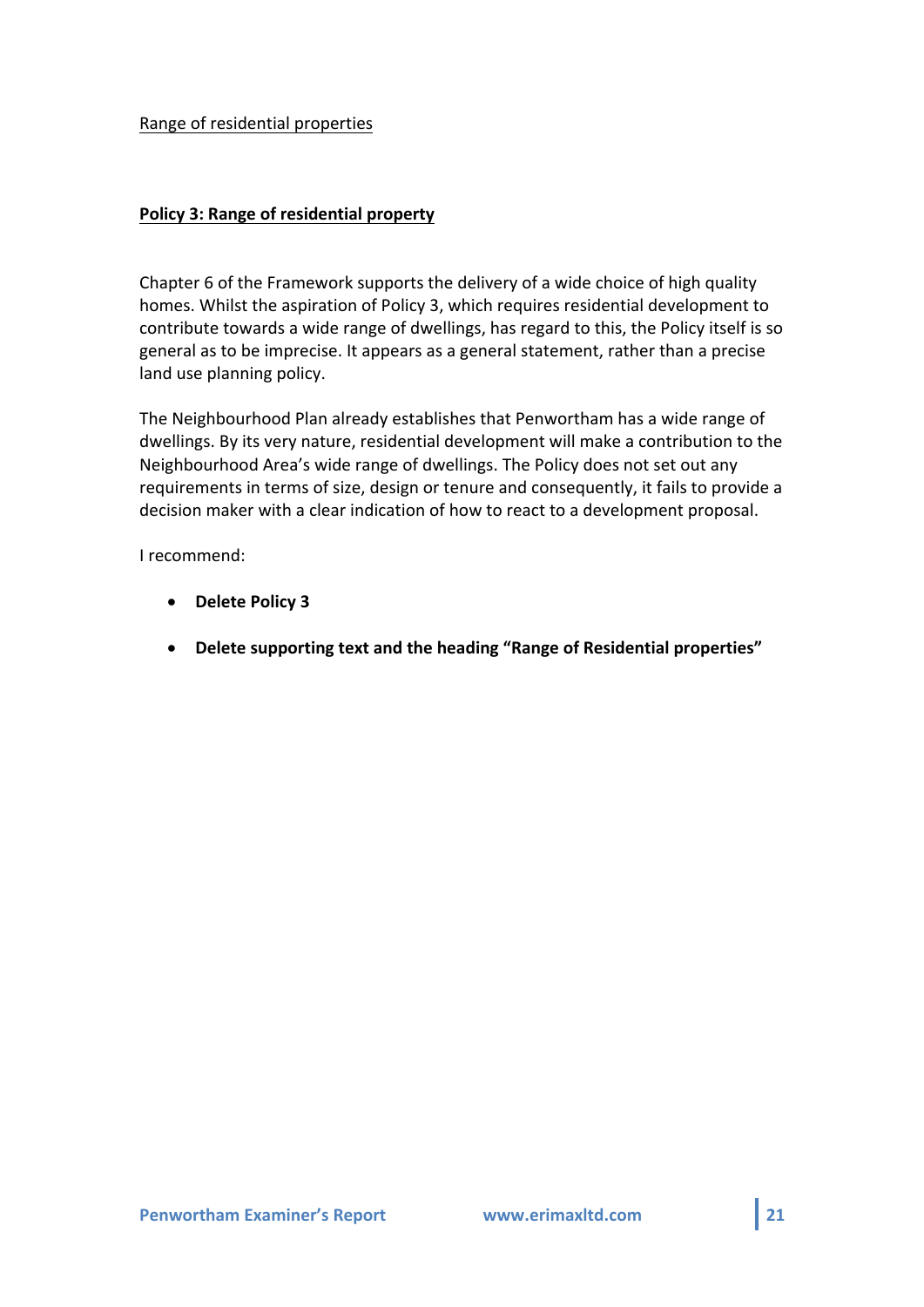Range of residential properties

**Policy 3: Range of residential property**

Chapter 6 of the Framework supports the delivery of a wide choice of high quality homes. Whilst the aspiration of Policy 3, which requires residential development to contribute towards a wide range of dwellings, has regard to this, the Policy itself is so general as to be imprecise. It appears as a general statement, rather than a precise land use planning policy.

The Neighbourhood Plan already establishes that Penwortham has a wide range of dwellings. By its very nature, residential development will make a contribution to the Neighbourhood Area's wide range of dwellings. The Policy does not set out any requirements in terms of size, design or tenure and consequently, it fails to provide a decision maker with a clear indication of how to react to a development proposal.

I recommend:

- **Delete Policy 3**
- **Delete supporting text and the heading "Range of Residential properties"**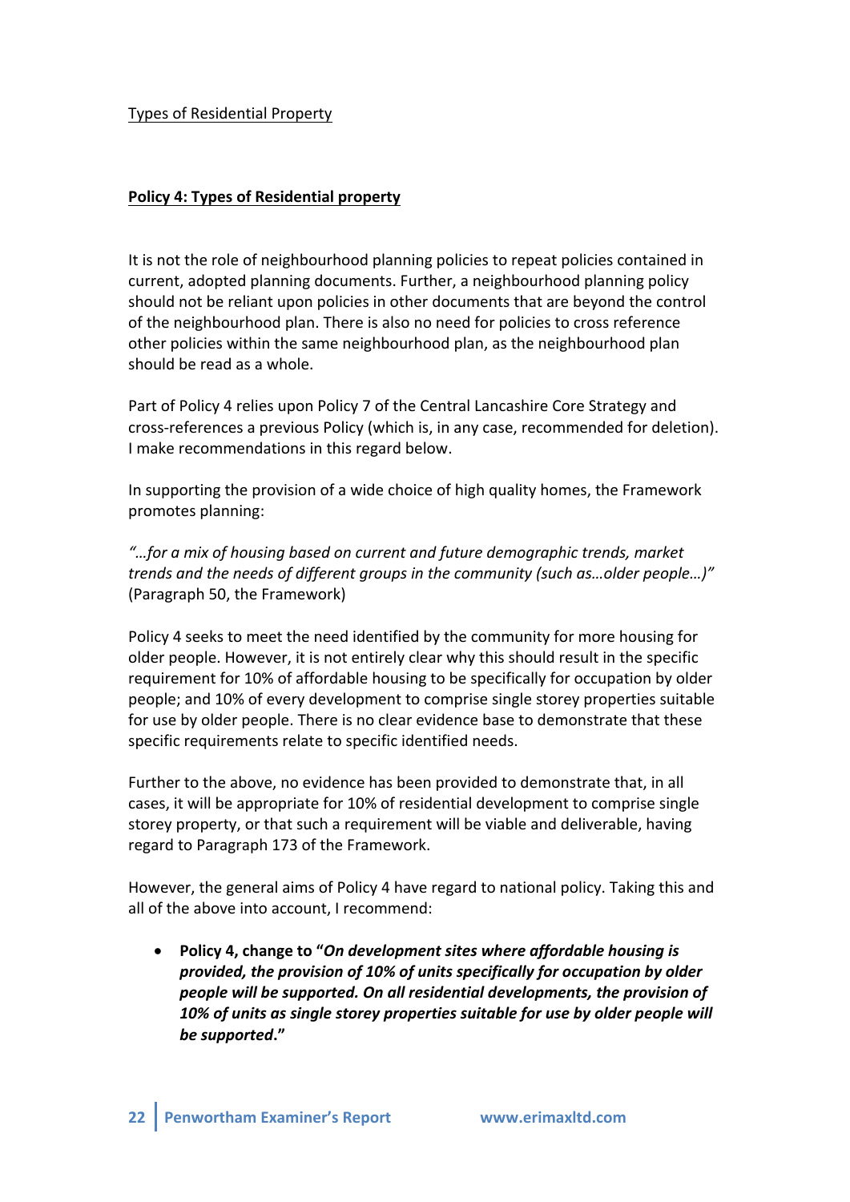Types of Residential Property

**Policy 4: Types of Residential property**

It is not the role of neighbourhood planning policies to repeat policies contained in current, adopted planning documents. Further, a neighbourhood planning policy should not be reliant upon policies in other documents that are beyond the control of the neighbourhood plan. There is also no need for policies to cross reference other policies within the same neighbourhood plan, as the neighbourhood plan should be read as a whole.

Part of Policy 4 relies upon Policy 7 of the Central Lancashire Core Strategy and cross-references a previous Policy (which is, in any case, recommended for deletion). I make recommendations in this regard below.

In supporting the provision of a wide choice of high quality homes, the Framework promotes planning:

*"…for a mix of housing based on current and future demographic trends, market trends and the needs of different groups in the community (such as…older people…)"* (Paragraph 50, the Framework)

Policy 4 seeks to meet the need identified by the community for more housing for older people. However, it is not entirely clear why this should result in the specific requirement for 10% of affordable housing to be specifically for occupation by older people; and 10% of every development to comprise single storey properties suitable for use by older people. There is no clear evidence base to demonstrate that these specific requirements relate to specific identified needs.

Further to the above, no evidence has been provided to demonstrate that, in all cases, it will be appropriate for 10% of residential development to comprise single storey property, or that such a requirement will be viable and deliverable, having regard to Paragraph 173 of the Framework.

However, the general aims of Policy 4 have regard to national policy. Taking this and all of the above into account, I recommend:

- **Policy 4, change to "*On development sites where affordable housing is provided, the provision of 10% of units specifically for occupation by older people will be supported. On all residential developments, the provision of 10% of units as single storey properties suitable for use by older people will be supported*."**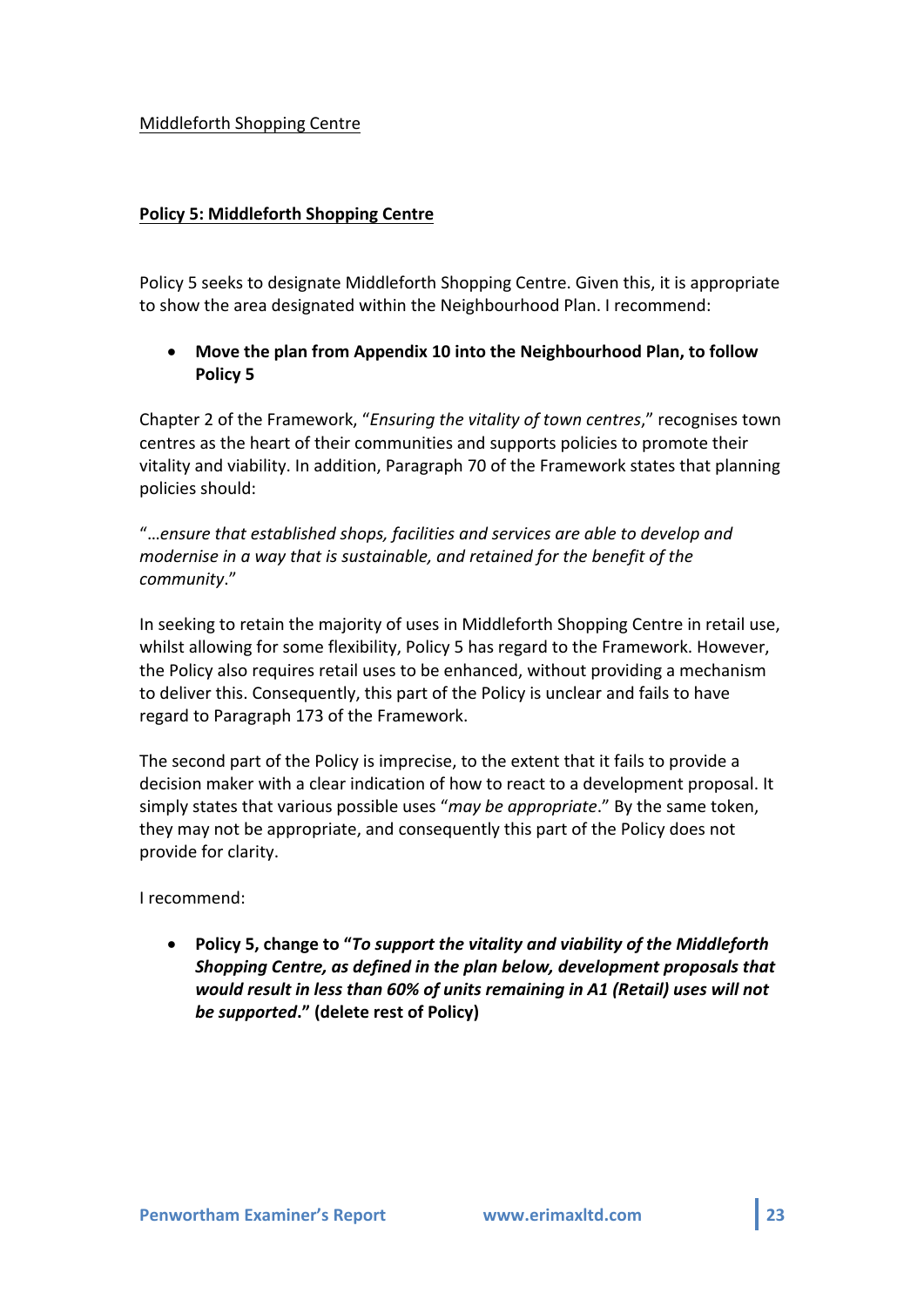Middleforth Shopping Centre

**Policy 5: Middleforth Shopping Centre**

Policy 5 seeks to designate Middleforth Shopping Centre. Given this, it is appropriate to show the area designated within the Neighbourhood Plan. I recommend:

- **Move the plan from Appendix 10 into the Neighbourhood Plan, to follow Policy 5**

Chapter 2 of the Framework, "*Ensuring the vitality of town centres*," recognises town centres as the heart of their communities and supports policies to promote their vitality and viability. In addition, Paragraph 70 of the Framework states that planning policies should:

"*…ensure that established shops, facilities and services are able to develop and modernise in a way that is sustainable, and retained for the benefit of the community*."

In seeking to retain the majority of uses in Middleforth Shopping Centre in retail use, whilst allowing for some flexibility, Policy 5 has regard to the Framework. However, the Policy also requires retail uses to be enhanced, without providing a mechanism to deliver this. Consequently, this part of the Policy is unclear and fails to have regard to Paragraph 173 of the Framework.

The second part of the Policy is imprecise, to the extent that it fails to provide a decision maker with a clear indication of how to react to a development proposal. It simply states that various possible uses "*may be appropriate*." By the same token, they may not be appropriate, and consequently this part of the Policy does not provide for clarity.

I recommend:

- **Policy 5, change to "*To support the vitality and viability of the Middleforth Shopping Centre, as defined in the plan below, development proposals that would result in less than 60% of units remaining in A1 (Retail) uses will not be supported*." (delete rest of Policy)**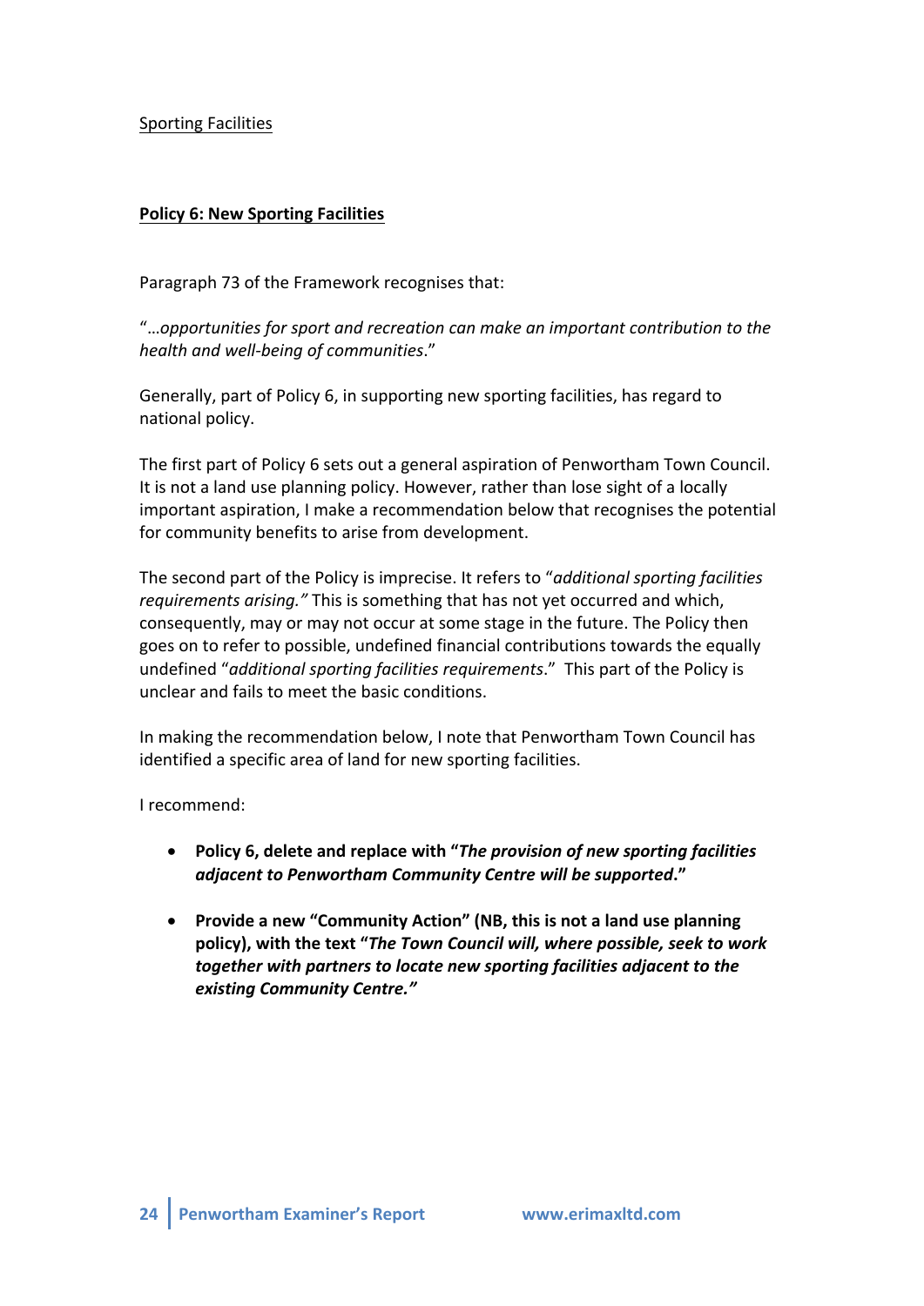Sporting Facilities

**Policy 6: New Sporting Facilities**

Paragraph 73 of the Framework recognises that:

"…*opportunities for sport and recreation can make an important contribution to the health and well-being of communities*."

Generally, part of Policy 6, in supporting new sporting facilities, has regard to national policy.

The first part of Policy 6 sets out a general aspiration of Penwortham Town Council. It is not a land use planning policy. However, rather than lose sight of a locally important aspiration, I make a recommendation below that recognises the potential for community benefits to arise from development.

The second part of the Policy is imprecise. It refers to "*additional sporting facilities requirements arising.*" This is something that has not yet occurred and which, consequently, may or may not occur at some stage in the future. The Policy then goes on to refer to possible, undefined financial contributions towards the equally undefined "*additional sporting facilities requirements*." This part of the Policy is unclear and fails to meet the basic conditions.

In making the recommendation below, I note that Penwortham Town Council has identified a specific area of land for new sporting facilities.

I recommend:

- **Policy 6, delete and replace with "*The provision of new sporting facilities adjacent to Penwortham Community Centre will be supported*."**
- **Provide a new "Community Action" (NB, this is not a land use planning policy), with the text "*The Town Council will, where possible, seek to work together with partners to locate new sporting facilities adjacent to the existing Community Centre.*"**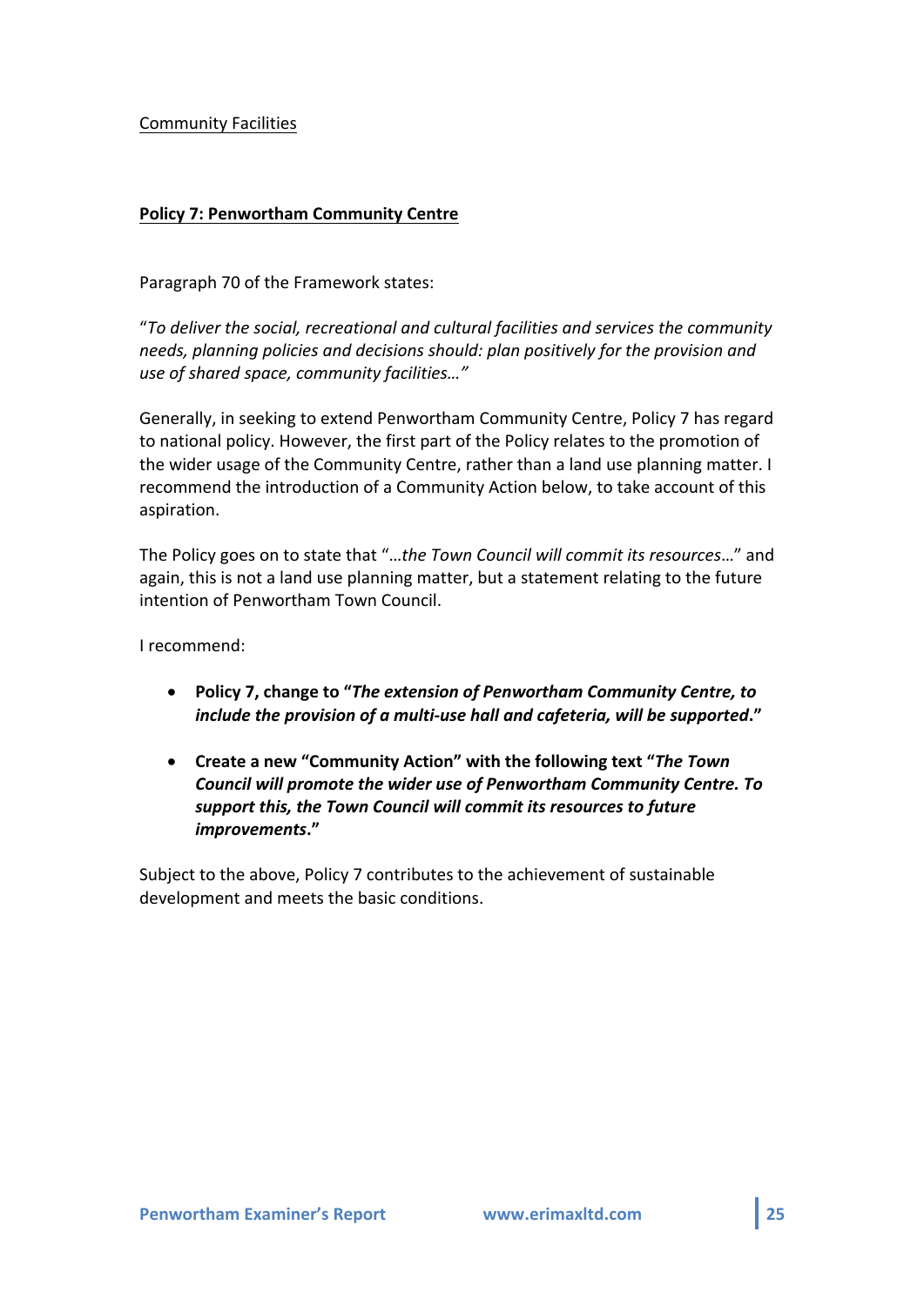Community Facilities

**Policy 7: Penwortham Community Centre**

Paragraph 70 of the Framework states:

"*To deliver the social, recreational and cultural facilities and services the community needs, planning policies and decisions should: plan positively for the provision and use of shared space, community facilities…"*

Generally, in seeking to extend Penwortham Community Centre, Policy 7 has regard to national policy. However, the first part of the Policy relates to the promotion of the wider usage of the Community Centre, rather than a land use planning matter. I recommend the introduction of a Community Action below, to take account of this aspiration.

The Policy goes on to state that "…*the Town Council will commit its resources*…" and again, this is not a land use planning matter, but a statement relating to the future intention of Penwortham Town Council.

I recommend:

- **Policy 7, change to "*The extension of Penwortham Community Centre, to include the provision of a multi-use hall and cafeteria, will be supported*."**
- **Create a new "Community Action" with the following text "*The Town Council will promote the wider use of Penwortham Community Centre. To support this, the Town Council will commit its resources to future improvements*."**

Subject to the above, Policy 7 contributes to the achievement of sustainable development and meets the basic conditions.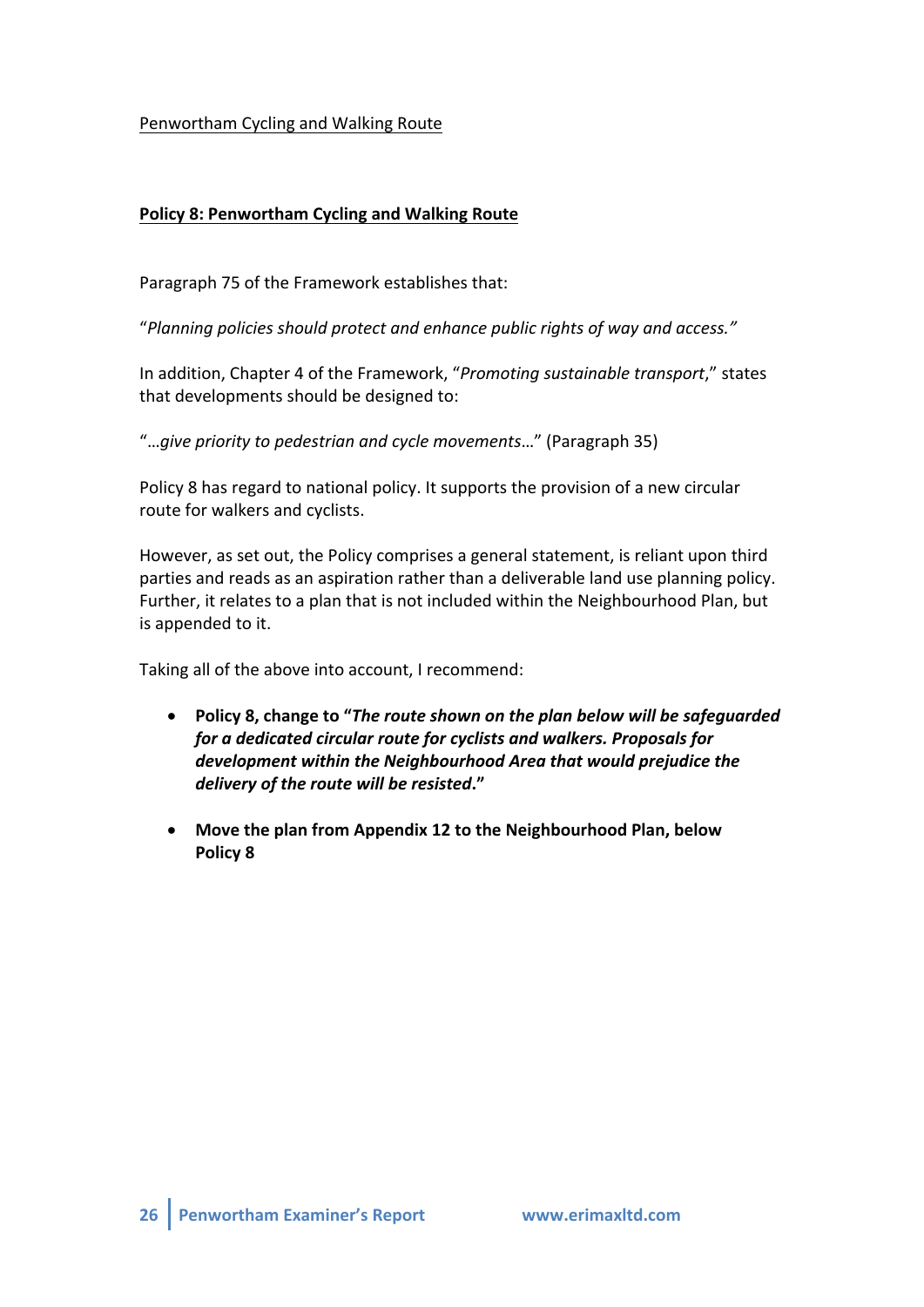<u>Penwortham Cycling and Walking Route</u>

**<u>Policy 8: Penwortham Cycling and Walking Route</u>**

Paragraph 75 of the Framework establishes that:

"*Planning policies should protect and enhance public rights of way and access.*"

In addition, Chapter 4 of the Framework, "*Promoting sustainable transport*," states that developments should be designed to:

"…*give priority to pedestrian and cycle movements*…" (Paragraph 35)

Policy 8 has regard to national policy. It supports the provision of a new circular route for walkers and cyclists.

However, as set out, the Policy comprises a general statement, is reliant upon third parties and reads as an aspiration rather than a deliverable land use planning policy. Further, it relates to a plan that is not included within the Neighbourhood Plan, but is appended to it.

Taking all of the above into account, I recommend:

- **Policy 8, change to "*The route shown on the plan below will be safeguarded for a dedicated circular route for cyclists and walkers. Proposals for development within the Neighbourhood Area that would prejudice the delivery of the route will be resisted*."**
- **Move the plan from Appendix 12 to the Neighbourhood Plan, below Policy 8**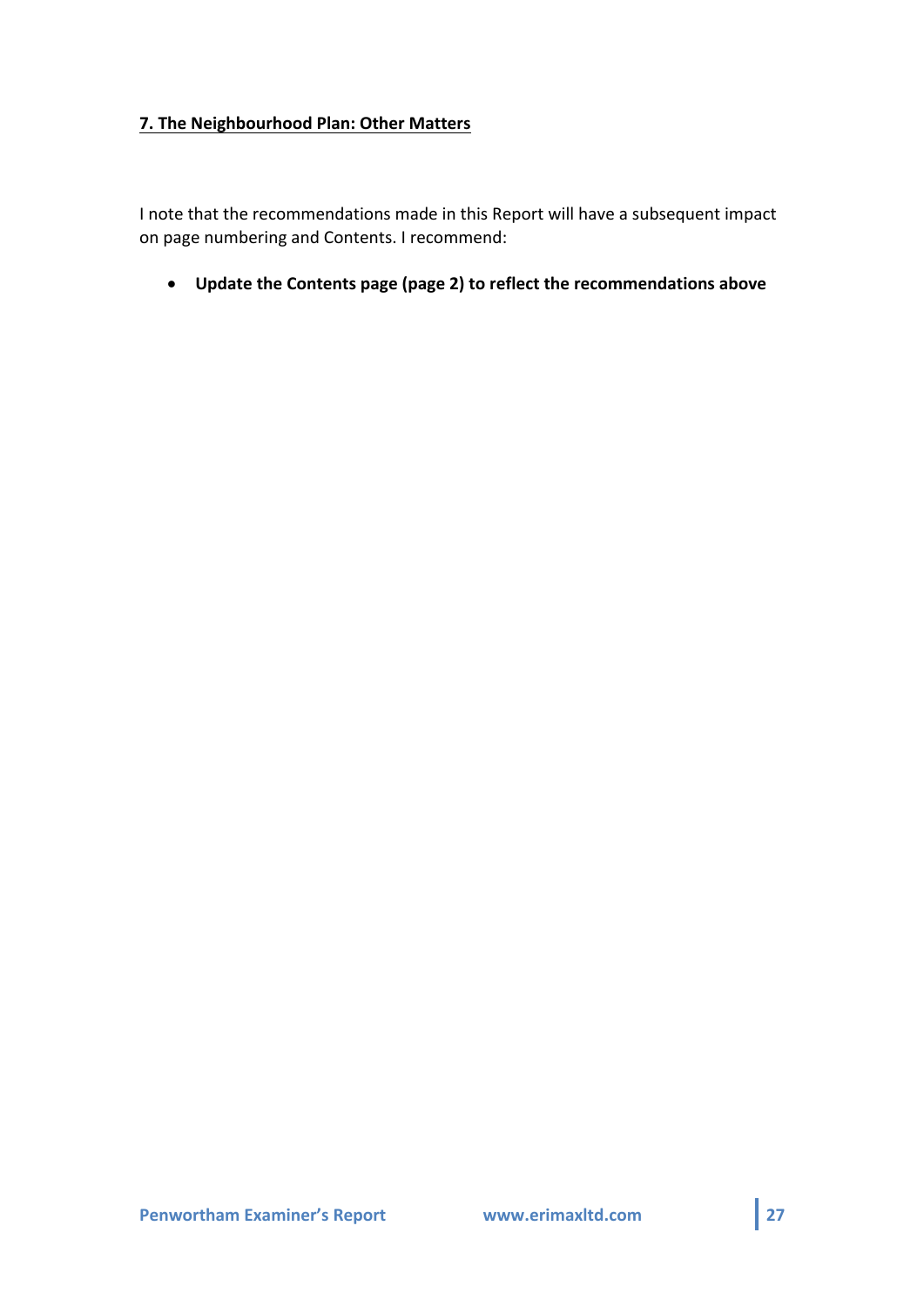## 7. The Neighbourhood Plan: Other Matters

I note that the recommendations made in this Report will have a subsequent impact on page numbering and Contents. I recommend:

- **Update the Contents page (page 2) to reflect the recommendations above**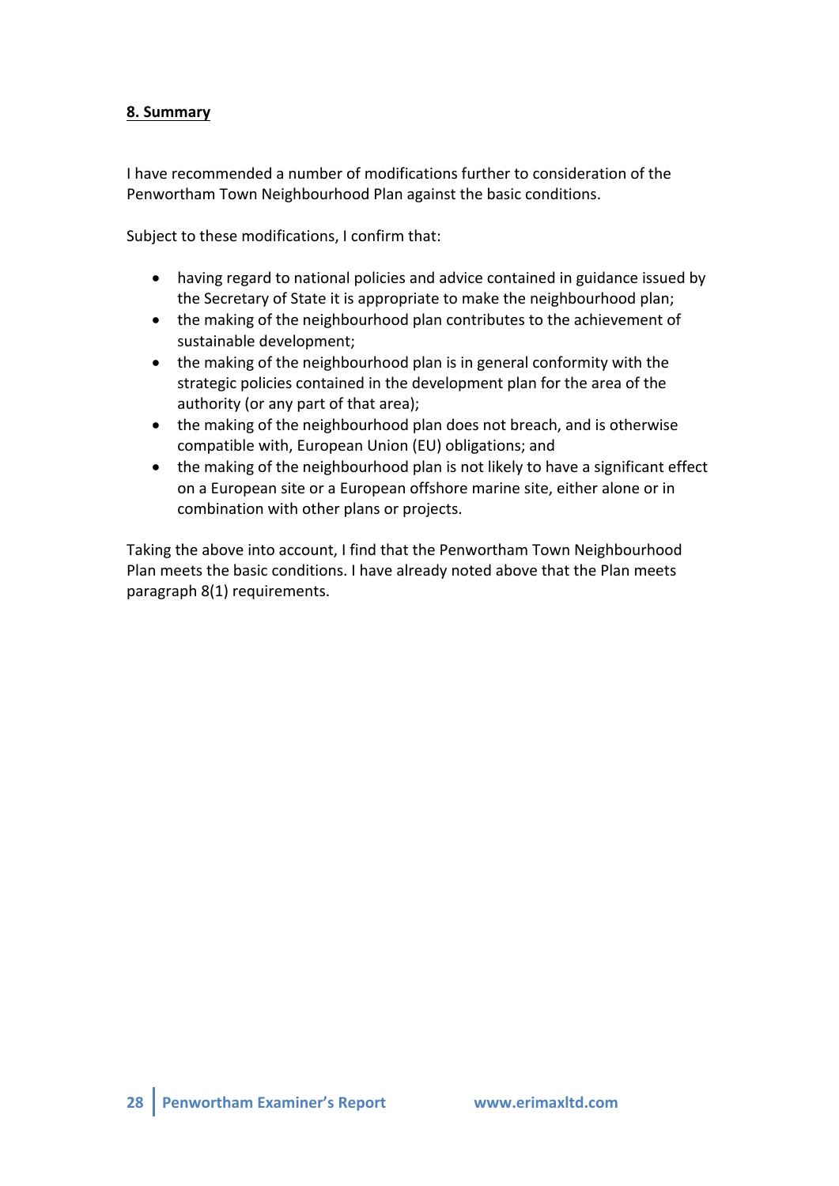## 8. Summary

I have recommended a number of modifications further to consideration of the Penwortham Town Neighbourhood Plan against the basic conditions.

Subject to these modifications, I confirm that:

- having regard to national policies and advice contained in guidance issued by the Secretary of State it is appropriate to make the neighbourhood plan;
- the making of the neighbourhood plan contributes to the achievement of sustainable development;
- the making of the neighbourhood plan is in general conformity with the strategic policies contained in the development plan for the area of the authority (or any part of that area);
- the making of the neighbourhood plan does not breach, and is otherwise compatible with, European Union (EU) obligations; and
- the making of the neighbourhood plan is not likely to have a significant effect on a European site or a European offshore marine site, either alone or in combination with other plans or projects.

Taking the above into account, I find that the Penwortham Town Neighbourhood Plan meets the basic conditions. I have already noted above that the Plan meets paragraph 8(1) requirements.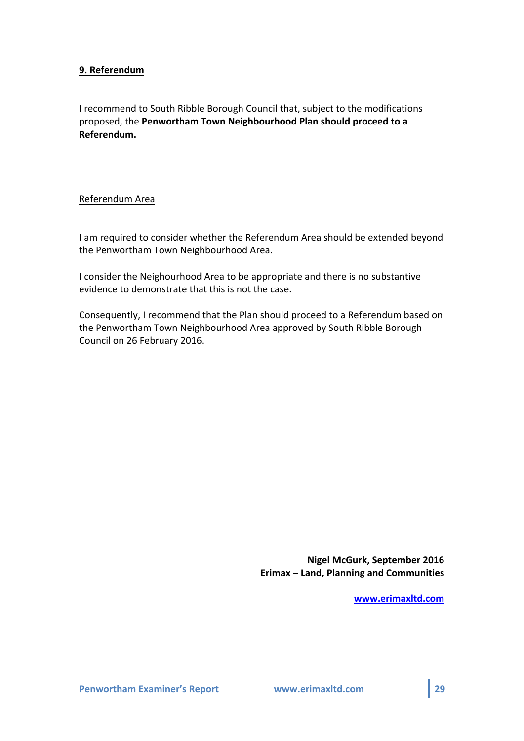## 9. Referendum

I recommend to South Ribble Borough Council that, subject to the modifications proposed, the **Penwortham Town Neighbourhood Plan should proceed to a Referendum.**

### Referendum Area

I am required to consider whether the Referendum Area should be extended beyond the Penwortham Town Neighbourhood Area.

I consider the Neighbourhood Area to be appropriate and there is no substantive evidence to demonstrate that this is not the case.

Consequently, I recommend that the Plan should proceed to a Referendum based on the Penwortham Town Neighbourhood Area approved by South Ribble Borough Council on 26 February 2016.

**Nigel McGurk, September 2016**
**Erimax – Land, Planning and Communities**

**www.erimaxltd.com**